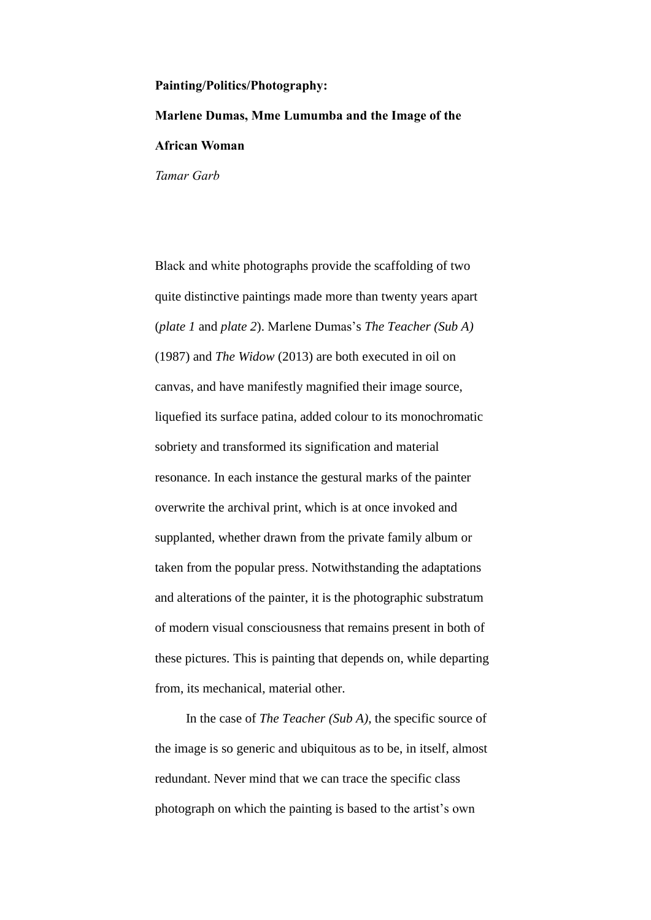# Painting/Politics/Photography:

# Marlene Dumas, Mme Lumumba and the Image of the African Woman

*Tamar Garb*

Black and white photographs provide the scaffolding of two quite distinctive paintings made more than twenty years apart (*plate 1* and *plate 2*). Marlene Dumas's *The Teacher (Sub A)* (1987) and *The Widow* (2013) are both executed in oil on canvas, and have manifestly magnified their image source, liquefied its surface patina, added colour to its monochromatic sobriety and transformed its signification and material resonance. In each instance the gestural marks of the painter overwrite the archival print, which is at once invoked and supplanted, whether drawn from the private family album or taken from the popular press. Notwithstanding the adaptations and alterations of the painter, it is the photographic substratum of modern visual consciousness that remains present in both of these pictures. This is painting that depends on, while departing from, its mechanical, material other.

In the case of *The Teacher (Sub A)*, the specific source of the image is so generic and ubiquitous as to be, in itself, almost redundant. Never mind that we can trace the specific class photograph on which the painting is based to the artist's own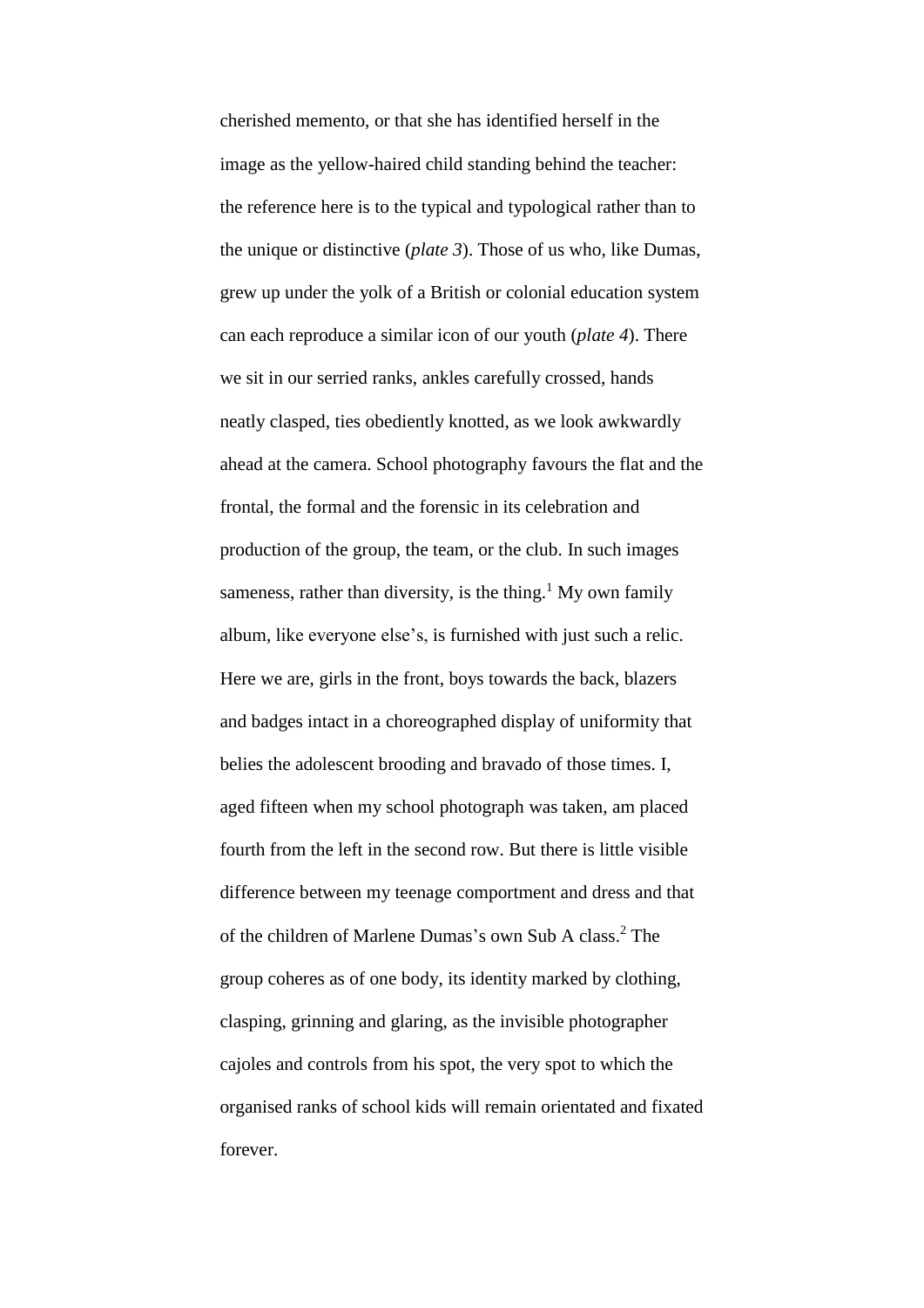cherished memento, or that she has identified herself in the image as the yellow-haired child standing behind the teacher: the reference here is to the typical and typological rather than to the unique or distinctive (*plate 3*). Those of us who, like Dumas, grew up under the yolk of a British or colonial education system can each reproduce a similar icon of our youth (*plate 4*). There we sit in our serried ranks, ankles carefully crossed, hands neatly clasped, ties obediently knotted, as we look awkwardly ahead at the camera. School photography favours the flat and the frontal, the formal and the forensic in its celebration and production of the group, the team, or the club. In such images sameness, rather than diversity, is the thing.[1] My own family album, like everyone else's, is furnished with just such a relic. Here we are, girls in the front, boys towards the back, blazers and badges intact in a choreographed display of uniformity that belies the adolescent brooding and bravado of those times. I, aged fifteen when my school photograph was taken, am placed fourth from the left in the second row. But there is little visible difference between my teenage comportment and dress and that of the children of Marlene Dumas's own Sub A class.[2] The group coheres as of one body, its identity marked by clothing, clasping, grinning and glaring, as the invisible photographer cajoles and controls from his spot, the very spot to which the organised ranks of school kids will remain orientated and fixated forever.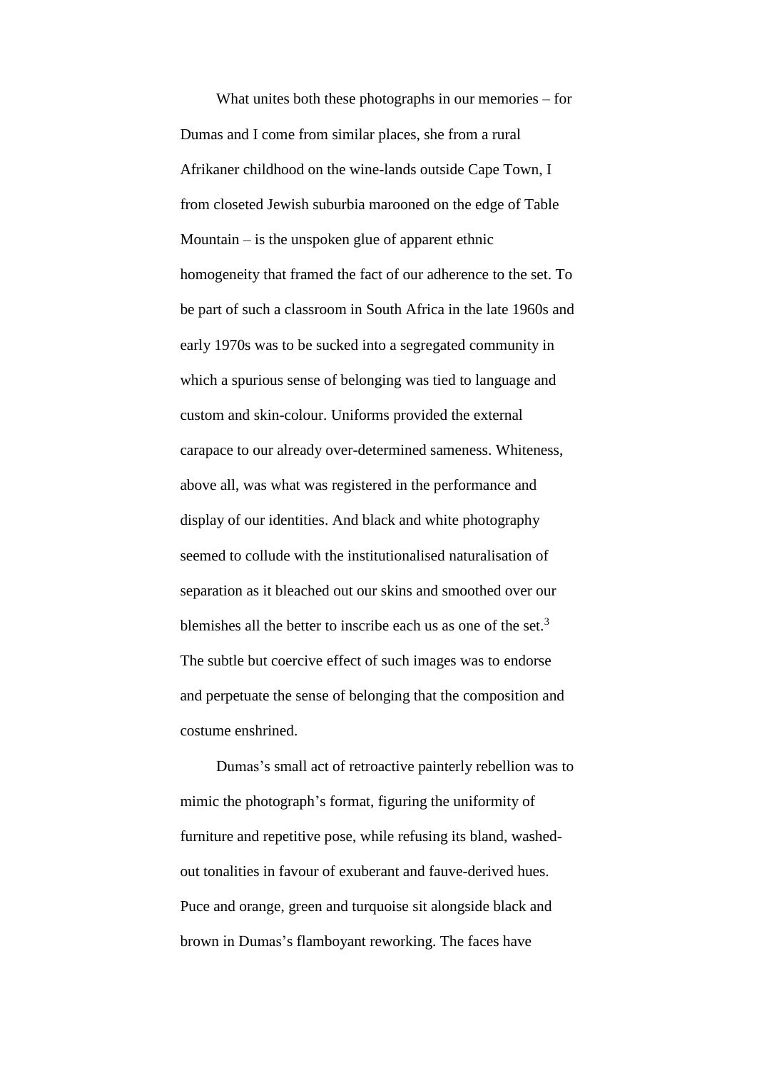What unites both these photographs in our memories – for Dumas and I come from similar places, she from a rural Afrikaner childhood on the wine-lands outside Cape Town, I from closeted Jewish suburbia marooned on the edge of Table Mountain – is the unspoken glue of apparent ethnic homogeneity that framed the fact of our adherence to the set. To be part of such a classroom in South Africa in the late 1960s and early 1970s was to be sucked into a segregated community in which a spurious sense of belonging was tied to language and custom and skin-colour. Uniforms provided the external carapace to our already over-determined sameness. Whiteness, above all, was what was registered in the performance and display of our identities. And black and white photography seemed to collude with the institutionalised naturalisation of separation as it bleached out our skins and smoothed over our blemishes all the better to inscribe each us as one of the set.[3] The subtle but coercive effect of such images was to endorse and perpetuate the sense of belonging that the composition and costume enshrined.

Dumas's small act of retroactive painterly rebellion was to mimic the photograph's format, figuring the uniformity of furniture and repetitive pose, while refusing its bland, washed-out tonalities in favour of exuberant and fauve-derived hues. Puce and orange, green and turquoise sit alongside black and brown in Dumas's flamboyant reworking. The faces have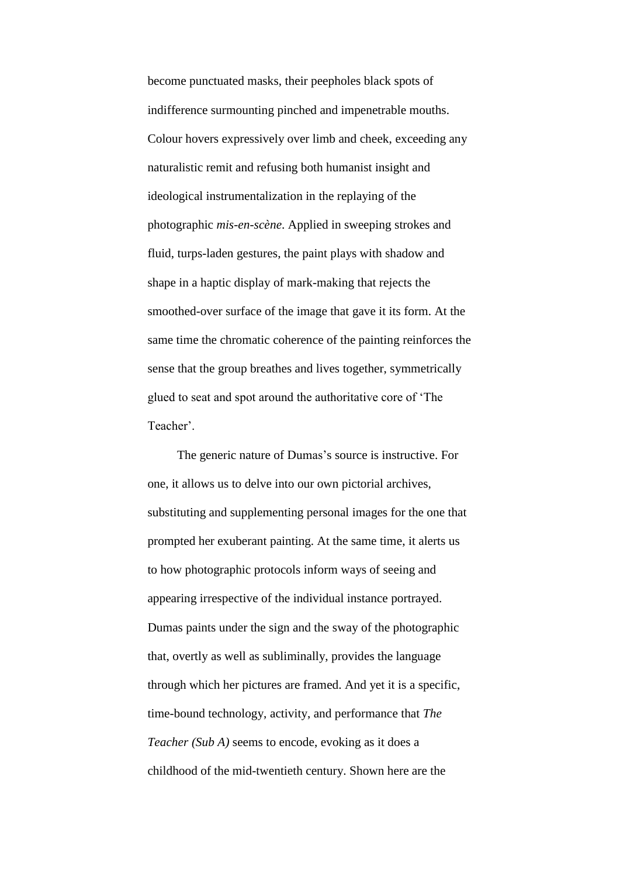become punctuated masks, their peepholes black spots of indifference surmounting pinched and impenetrable mouths. Colour hovers expressively over limb and cheek, exceeding any naturalistic remit and refusing both humanist insight and ideological instrumentalization in the replaying of the photographic *mis-en-scène*. Applied in sweeping strokes and fluid, turps-laden gestures, the paint plays with shadow and shape in a haptic display of mark-making that rejects the smoothed-over surface of the image that gave it its form. At the same time the chromatic coherence of the painting reinforces the sense that the group breathes and lives together, symmetrically glued to seat and spot around the authoritative core of 'The Teacher'.

The generic nature of Dumas's source is instructive. For one, it allows us to delve into our own pictorial archives, substituting and supplementing personal images for the one that prompted her exuberant painting. At the same time, it alerts us to how photographic protocols inform ways of seeing and appearing irrespective of the individual instance portrayed. Dumas paints under the sign and the sway of the photographic that, overtly as well as subliminally, provides the language through which her pictures are framed. And yet it is a specific, time-bound technology, activity, and performance that *The Teacher (Sub A)* seems to encode, evoking as it does a childhood of the mid-twentieth century. Shown here are the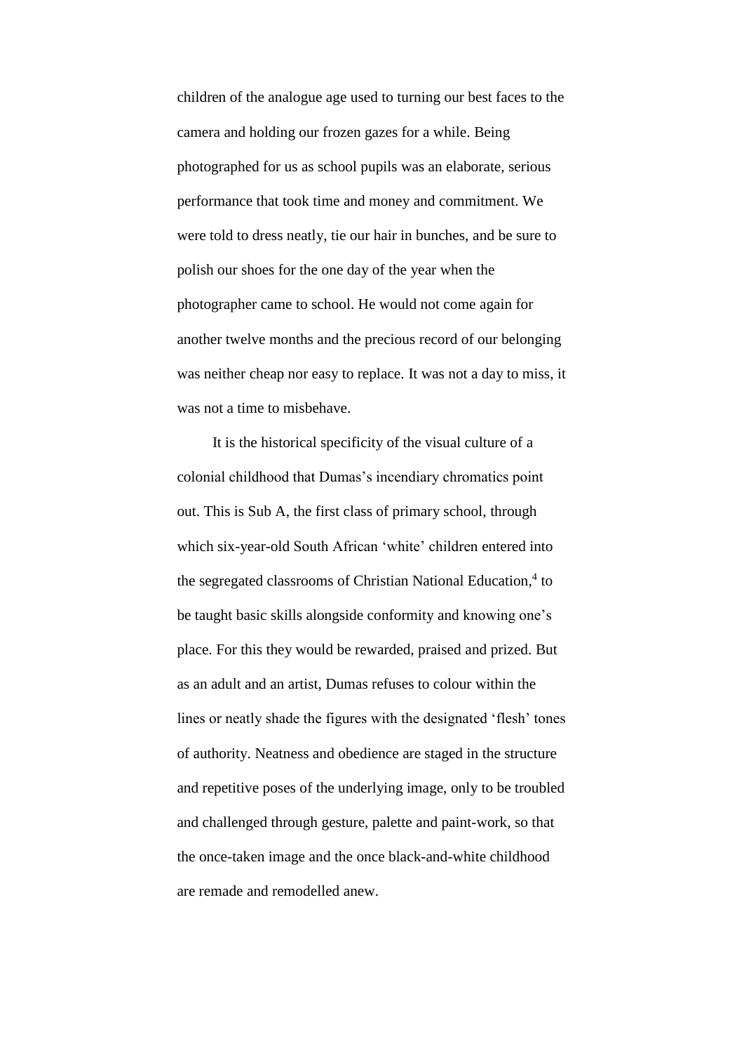children of the analogue age used to turning our best faces to the camera and holding our frozen gazes for a while. Being photographed for us as school pupils was an elaborate, serious performance that took time and money and commitment. We were told to dress neatly, tie our hair in bunches, and be sure to polish our shoes for the one day of the year when the photographer came to school. He would not come again for another twelve months and the precious record of our belonging was neither cheap nor easy to replace. It was not a day to miss, it was not a time to misbehave.

It is the historical specificity of the visual culture of a colonial childhood that Dumas's incendiary chromatics point out. This is Sub A, the first class of primary school, through which six-year-old South African 'white' children entered into the segregated classrooms of Christian National Education,[4] to be taught basic skills alongside conformity and knowing one's place. For this they would be rewarded, praised and prized. But as an adult and an artist, Dumas refuses to colour within the lines or neatly shade the figures with the designated 'flesh' tones of authority. Neatness and obedience are staged in the structure and repetitive poses of the underlying image, only to be troubled and challenged through gesture, palette and paint-work, so that the once-taken image and the once black-and-white childhood are remade and remodelled anew.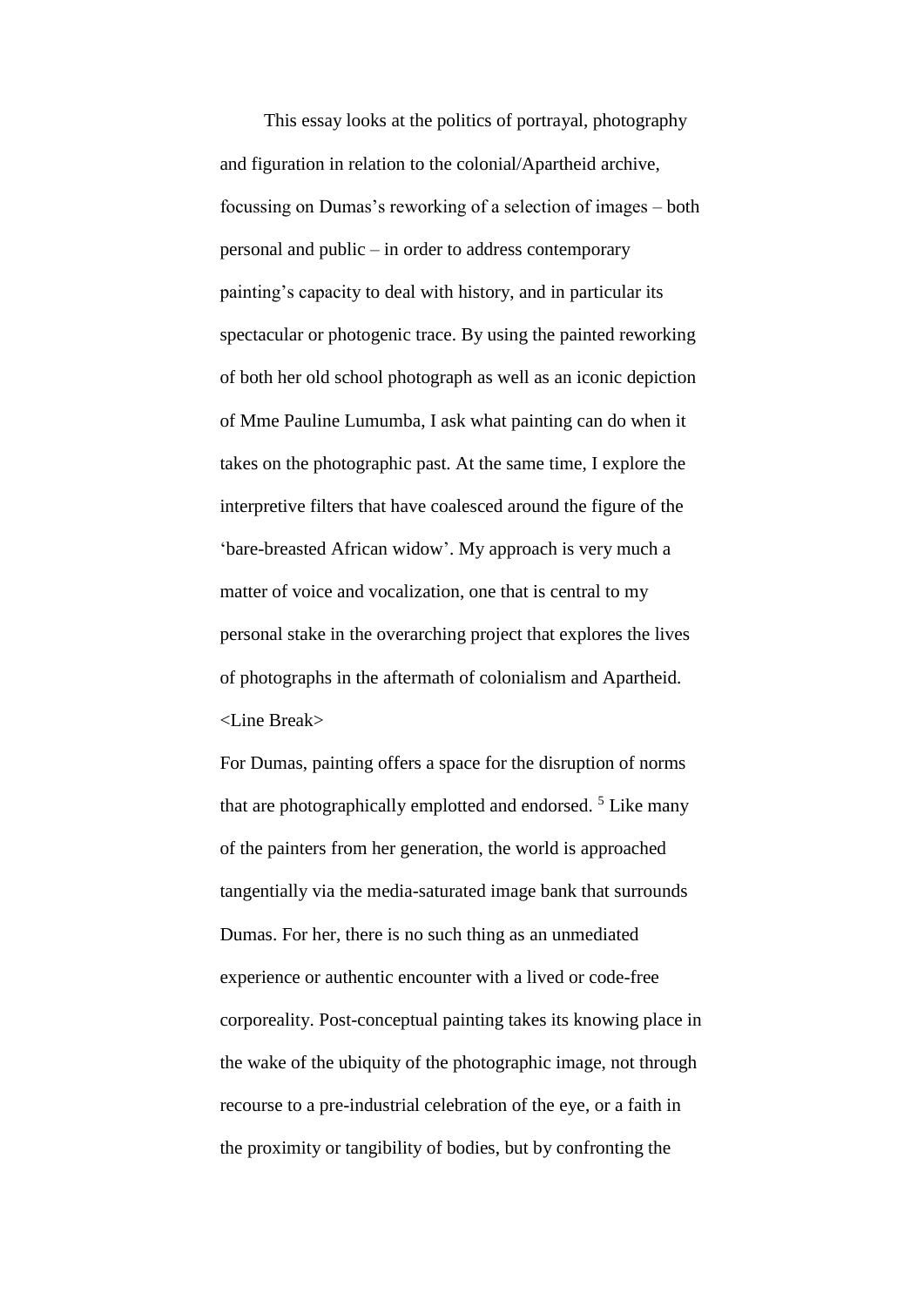This essay looks at the politics of portrayal, photography and figuration in relation to the colonial/Apartheid archive, focussing on Dumas's reworking of a selection of images – both personal and public – in order to address contemporary painting's capacity to deal with history, and in particular its spectacular or photogenic trace. By using the painted reworking of both her old school photograph as well as an iconic depiction of Mme Pauline Lumumba, I ask what painting can do when it takes on the photographic past. At the same time, I explore the interpretive filters that have coalesced around the figure of the 'bare-breasted African widow'. My approach is very much a matter of voice and vocalization, one that is central to my personal stake in the overarching project that explores the lives of photographs in the aftermath of colonialism and Apartheid.

<Line Break>

For Dumas, painting offers a space for the disruption of norms that are photographically emplotted and endorsed. [5] Like many of the painters from her generation, the world is approached tangentially via the media-saturated image bank that surrounds Dumas. For her, there is no such thing as an unmediated experience or authentic encounter with a lived or code-free corporeality. Post-conceptual painting takes its knowing place in the wake of the ubiquity of the photographic image, not through recourse to a pre-industrial celebration of the eye, or a faith in the proximity or tangibility of bodies, but by confronting the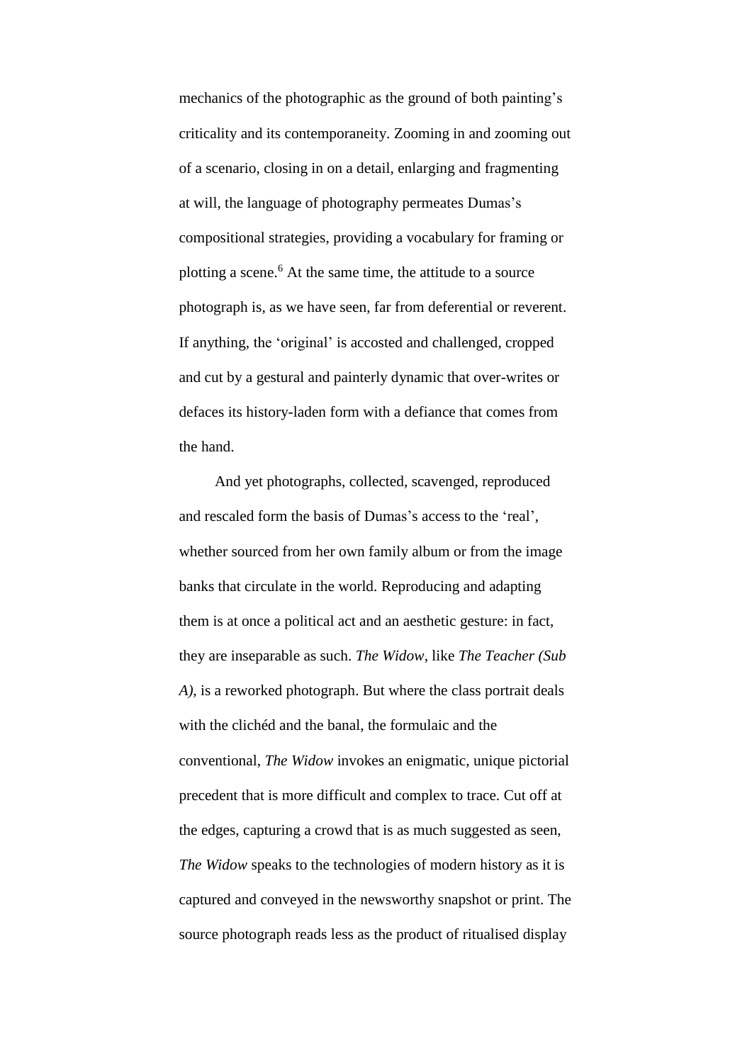mechanics of the photographic as the ground of both painting's criticality and its contemporaneity. Zooming in and zooming out of a scenario, closing in on a detail, enlarging and fragmenting at will, the language of photography permeates Dumas's compositional strategies, providing a vocabulary for framing or plotting a scene.[6] At the same time, the attitude to a source photograph is, as we have seen, far from deferential or reverent. If anything, the 'original' is accosted and challenged, cropped and cut by a gestural and painterly dynamic that over-writes or defaces its history-laden form with a defiance that comes from the hand.

And yet photographs, collected, scavenged, reproduced and rescaled form the basis of Dumas's access to the 'real', whether sourced from her own family album or from the image banks that circulate in the world. Reproducing and adapting them is at once a political act and an aesthetic gesture: in fact, they are inseparable as such. *The Widow*, like *The Teacher (Sub A)*, is a reworked photograph. But where the class portrait deals with the clichéd and the banal, the formulaic and the conventional, *The Widow* invokes an enigmatic, unique pictorial precedent that is more difficult and complex to trace. Cut off at the edges, capturing a crowd that is as much suggested as seen, *The Widow* speaks to the technologies of modern history as it is captured and conveyed in the newsworthy snapshot or print. The source photograph reads less as the product of ritualised display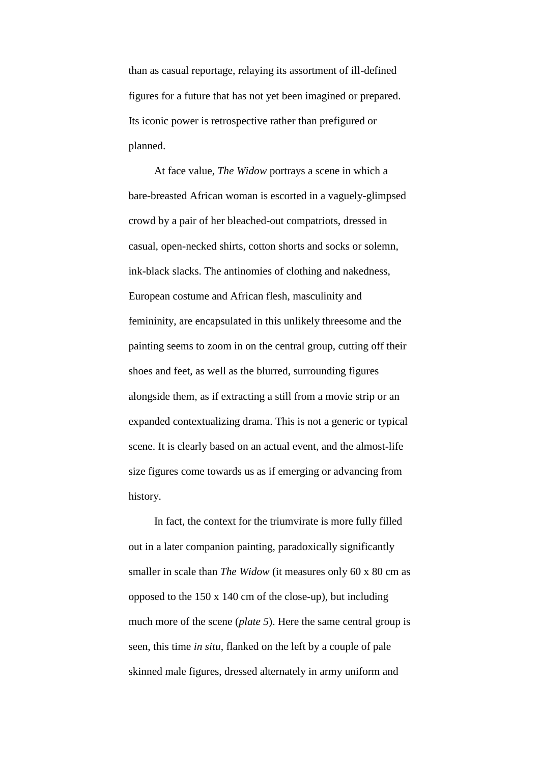than as casual reportage, relaying its assortment of ill-defined figures for a future that has not yet been imagined or prepared. Its iconic power is retrospective rather than prefigured or planned.

At face value, *The Widow* portrays a scene in which a bare-breasted African woman is escorted in a vaguely-glimpsed crowd by a pair of her bleached-out compatriots, dressed in casual, open-necked shirts, cotton shorts and socks or solemn, ink-black slacks. The antinomies of clothing and nakedness, European costume and African flesh, masculinity and femininity, are encapsulated in this unlikely threesome and the painting seems to zoom in on the central group, cutting off their shoes and feet, as well as the blurred, surrounding figures alongside them, as if extracting a still from a movie strip or an expanded contextualizing drama. This is not a generic or typical scene. It is clearly based on an actual event, and the almost-life size figures come towards us as if emerging or advancing from history.

In fact, the context for the triumvirate is more fully filled out in a later companion painting, paradoxically significantly smaller in scale than *The Widow* (it measures only 60 x 80 cm as opposed to the 150 x 140 cm of the close-up), but including much more of the scene (*plate 5*). Here the same central group is seen, this time *in situ*, flanked on the left by a couple of pale skinned male figures, dressed alternately in army uniform and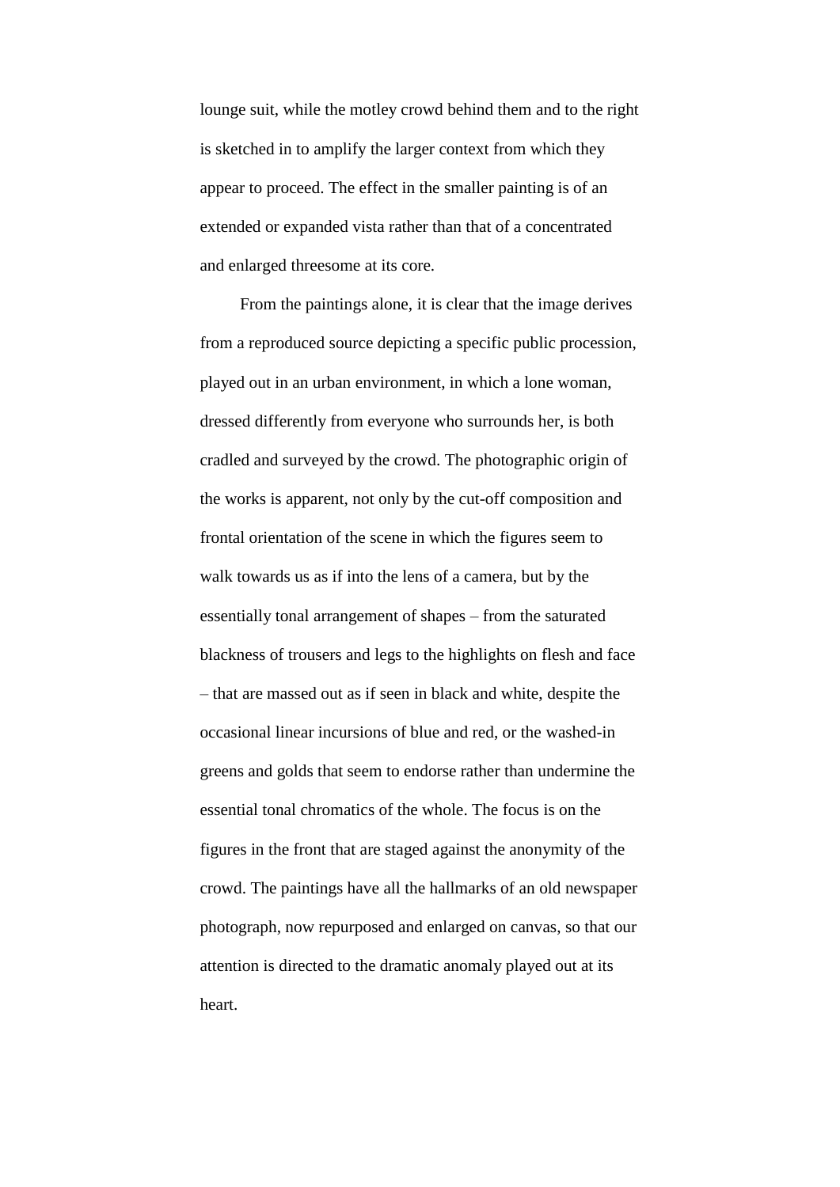lounge suit, while the motley crowd behind them and to the right is sketched in to amplify the larger context from which they appear to proceed. The effect in the smaller painting is of an extended or expanded vista rather than that of a concentrated and enlarged threesome at its core.

From the paintings alone, it is clear that the image derives from a reproduced source depicting a specific public procession, played out in an urban environment, in which a lone woman, dressed differently from everyone who surrounds her, is both cradled and surveyed by the crowd. The photographic origin of the works is apparent, not only by the cut-off composition and frontal orientation of the scene in which the figures seem to walk towards us as if into the lens of a camera, but by the essentially tonal arrangement of shapes – from the saturated blackness of trousers and legs to the highlights on flesh and face – that are massed out as if seen in black and white, despite the occasional linear incursions of blue and red, or the washed-in greens and golds that seem to endorse rather than undermine the essential tonal chromatics of the whole. The focus is on the figures in the front that are staged against the anonymity of the crowd. The paintings have all the hallmarks of an old newspaper photograph, now repurposed and enlarged on canvas, so that our attention is directed to the dramatic anomaly played out at its heart.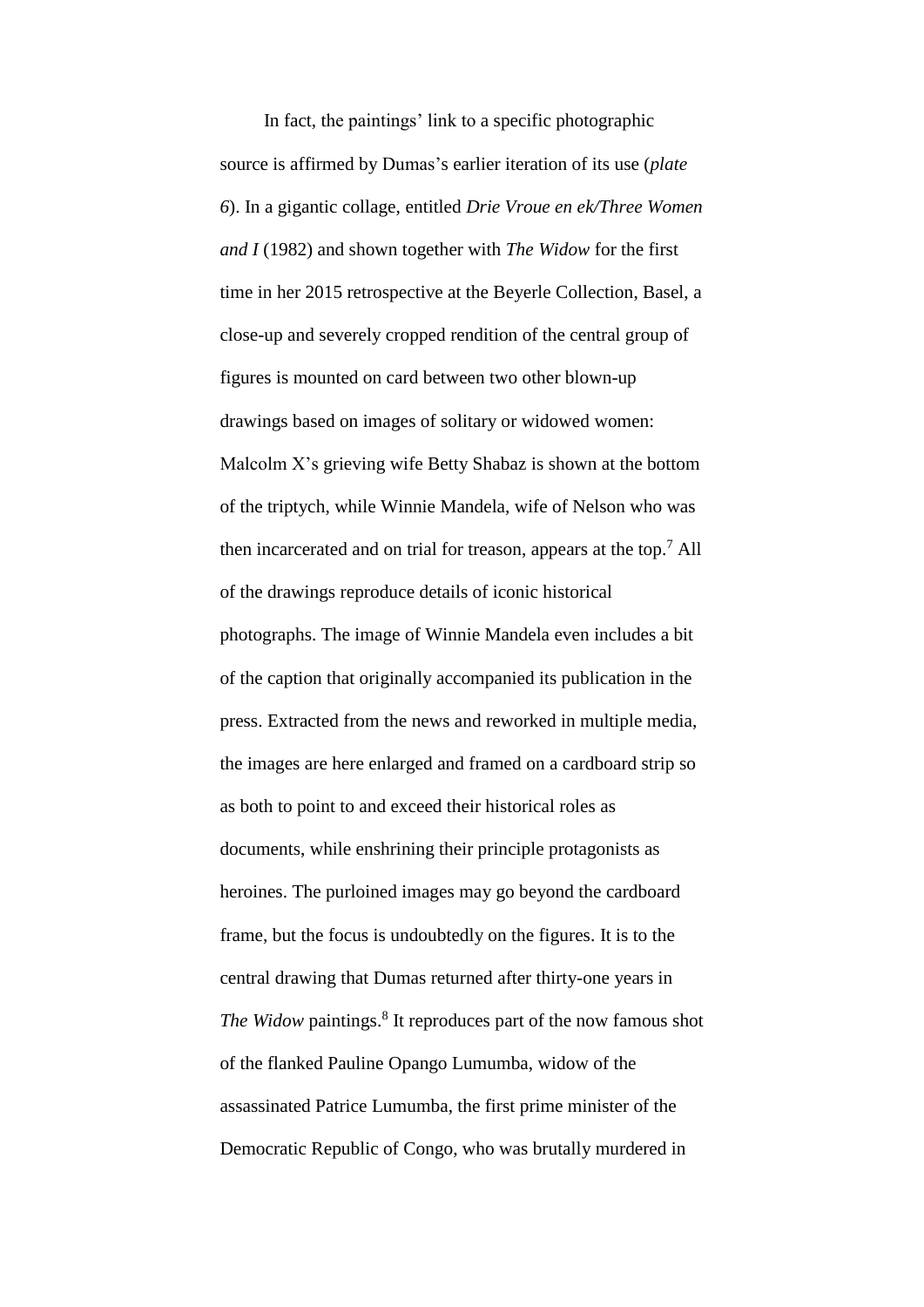In fact, the paintings' link to a specific photographic source is affirmed by Dumas's earlier iteration of its use (*plate 6*). In a gigantic collage, entitled *Drie Vroue en ek/Three Women and I* (1982) and shown together with *The Widow* for the first time in her 2015 retrospective at the Beyerle Collection, Basel, a close-up and severely cropped rendition of the central group of figures is mounted on card between two other blown-up drawings based on images of solitary or widowed women: Malcolm X's grieving wife Betty Shabaz is shown at the bottom of the triptych, while Winnie Mandela, wife of Nelson who was then incarcerated and on trial for treason, appears at the top.[7] All of the drawings reproduce details of iconic historical photographs. The image of Winnie Mandela even includes a bit of the caption that originally accompanied its publication in the press. Extracted from the news and reworked in multiple media, the images are here enlarged and framed on a cardboard strip so as both to point to and exceed their historical roles as documents, while enshrining their principle protagonists as heroines. The purloined images may go beyond the cardboard frame, but the focus is undoubtedly on the figures. It is to the central drawing that Dumas returned after thirty-one years in *The Widow* paintings.[8] It reproduces part of the now famous shot of the flanked Pauline Opango Lumumba, widow of the assassinated Patrice Lumumba, the first prime minister of the Democratic Republic of Congo, who was brutally murdered in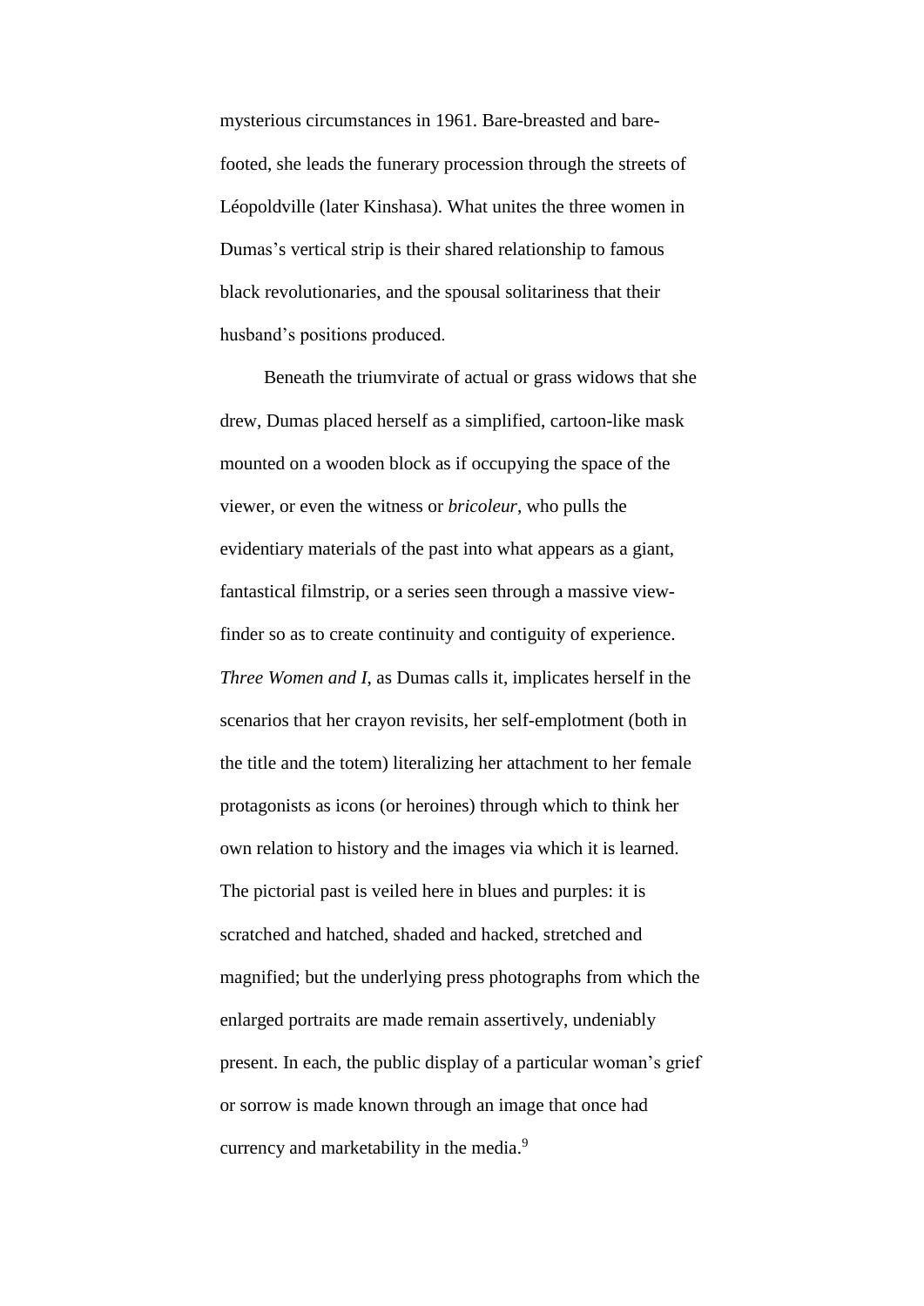mysterious circumstances in 1961. Bare-breasted and bare-footed, she leads the funerary procession through the streets of Léopoldville (later Kinshasa). What unites the three women in Dumas's vertical strip is their shared relationship to famous black revolutionaries, and the spousal solitariness that their husband's positions produced.

Beneath the triumvirate of actual or grass widows that she drew, Dumas placed herself as a simplified, cartoon-like mask mounted on a wooden block as if occupying the space of the viewer, or even the witness or *bricoleur*, who pulls the evidentiary materials of the past into what appears as a giant, fantastical filmstrip, or a series seen through a massive view-finder so as to create continuity and contiguity of experience. *Three Women and I*, as Dumas calls it, implicates herself in the scenarios that her crayon revisits, her self-emplotment (both in the title and the totem) literalizing her attachment to her female protagonists as icons (or heroines) through which to think her own relation to history and the images via which it is learned. The pictorial past is veiled here in blues and purples: it is scratched and hatched, shaded and hacked, stretched and magnified; but the underlying press photographs from which the enlarged portraits are made remain assertively, undeniably present. In each, the public display of a particular woman's grief or sorrow is made known through an image that once had currency and marketability in the media.[9]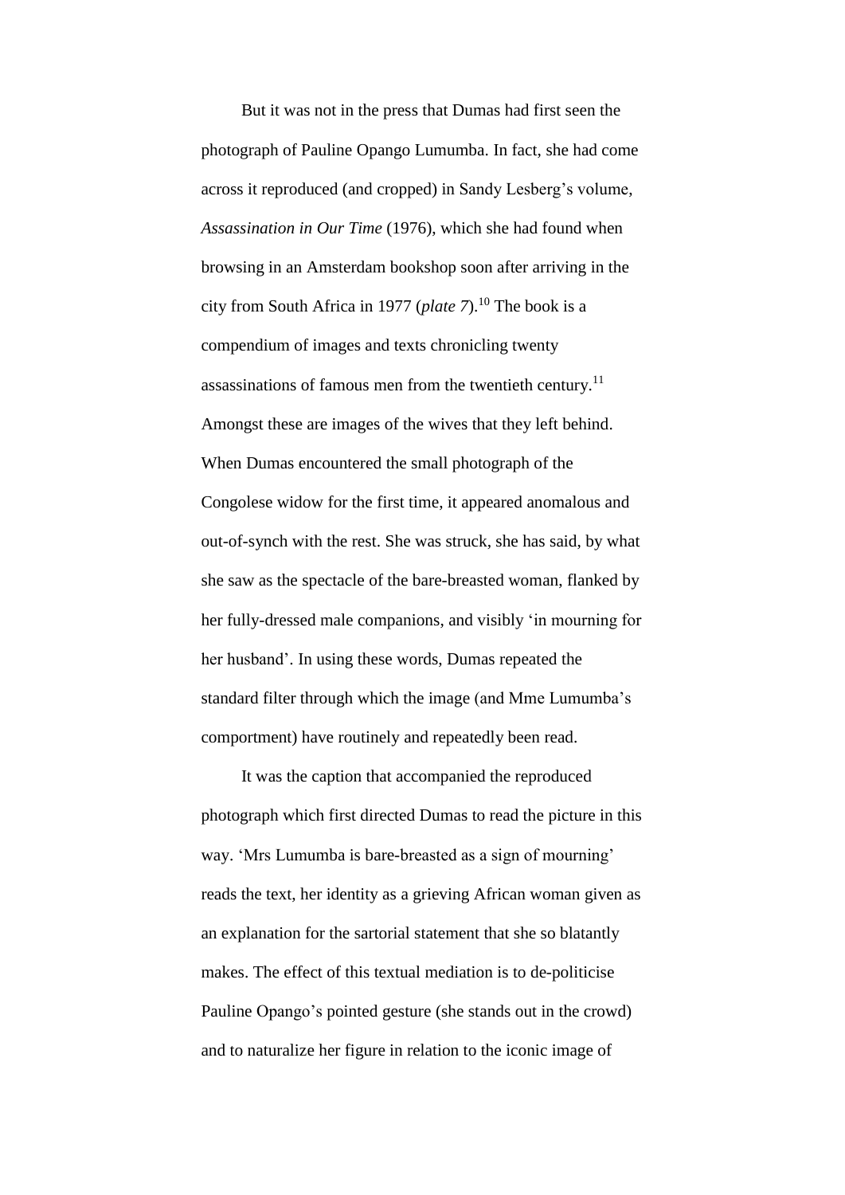But it was not in the press that Dumas had first seen the photograph of Pauline Opango Lumumba. In fact, she had come across it reproduced (and cropped) in Sandy Lesberg's volume, *Assassination in Our Time* (1976), which she had found when browsing in an Amsterdam bookshop soon after arriving in the city from South Africa in 1977 (*plate 7*).[10] The book is a compendium of images and texts chronicling twenty assassinations of famous men from the twentieth century.[11] Amongst these are images of the wives that they left behind. When Dumas encountered the small photograph of the Congolese widow for the first time, it appeared anomalous and out-of-synch with the rest. She was struck, she has said, by what she saw as the spectacle of the bare-breasted woman, flanked by her fully-dressed male companions, and visibly 'in mourning for her husband'. In using these words, Dumas repeated the standard filter through which the image (and Mme Lumumba's comportment) have routinely and repeatedly been read.

It was the caption that accompanied the reproduced photograph which first directed Dumas to read the picture in this way. 'Mrs Lumumba is bare-breasted as a sign of mourning' reads the text, her identity as a grieving African woman given as an explanation for the sartorial statement that she so blatantly makes. The effect of this textual mediation is to de-politicise Pauline Opango's pointed gesture (she stands out in the crowd) and to naturalize her figure in relation to the iconic image of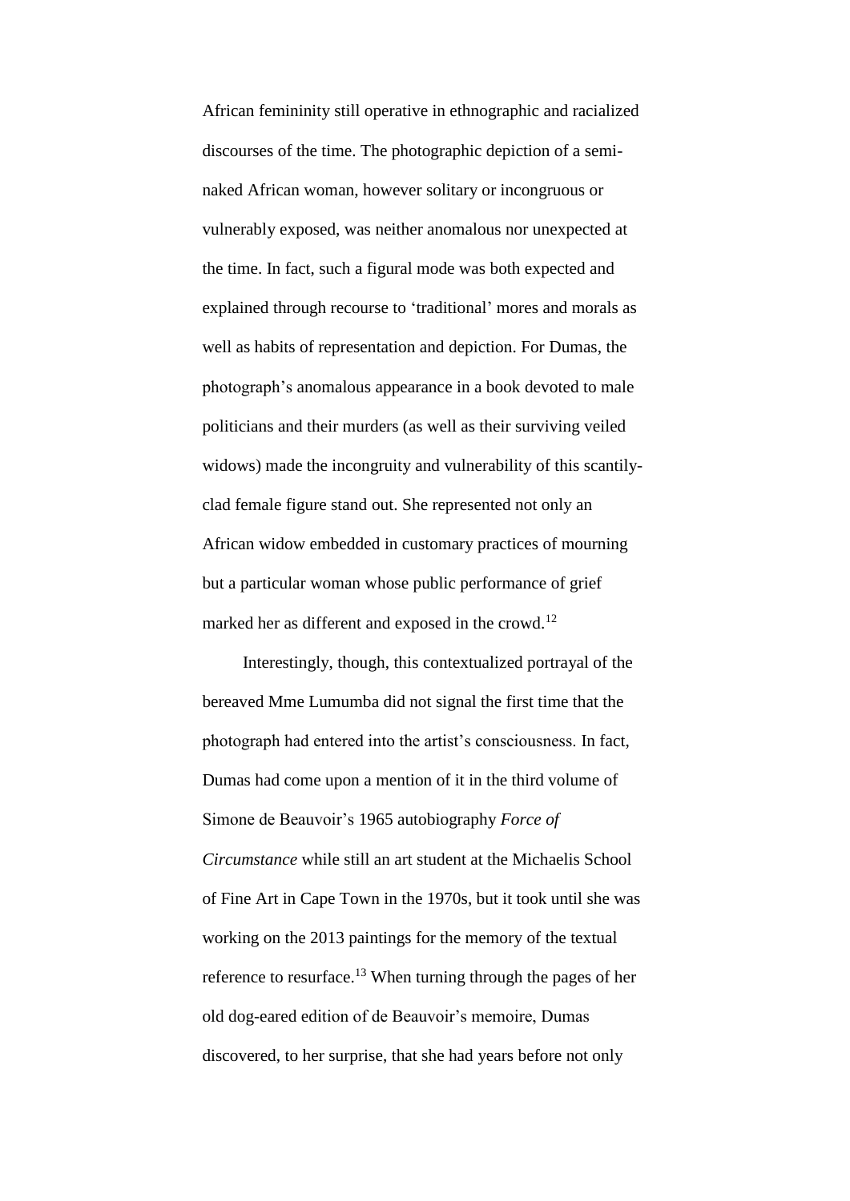African femininity still operative in ethnographic and racialized discourses of the time. The photographic depiction of a semi-naked African woman, however solitary or incongruous or vulnerably exposed, was neither anomalous nor unexpected at the time. In fact, such a figural mode was both expected and explained through recourse to 'traditional' mores and morals as well as habits of representation and depiction. For Dumas, the photograph's anomalous appearance in a book devoted to male politicians and their murders (as well as their surviving veiled widows) made the incongruity and vulnerability of this scantily-clad female figure stand out. She represented not only an African widow embedded in customary practices of mourning but a particular woman whose public performance of grief marked her as different and exposed in the crowd.[12]

Interestingly, though, this contextualized portrayal of the bereaved Mme Lumumba did not signal the first time that the photograph had entered into the artist's consciousness. In fact, Dumas had come upon a mention of it in the third volume of Simone de Beauvoir's 1965 autobiography *Force of Circumstance* while still an art student at the Michaelis School of Fine Art in Cape Town in the 1970s, but it took until she was working on the 2013 paintings for the memory of the textual reference to resurface.[13] When turning through the pages of her old dog-eared edition of de Beauvoir's memoire, Dumas discovered, to her surprise, that she had years before not only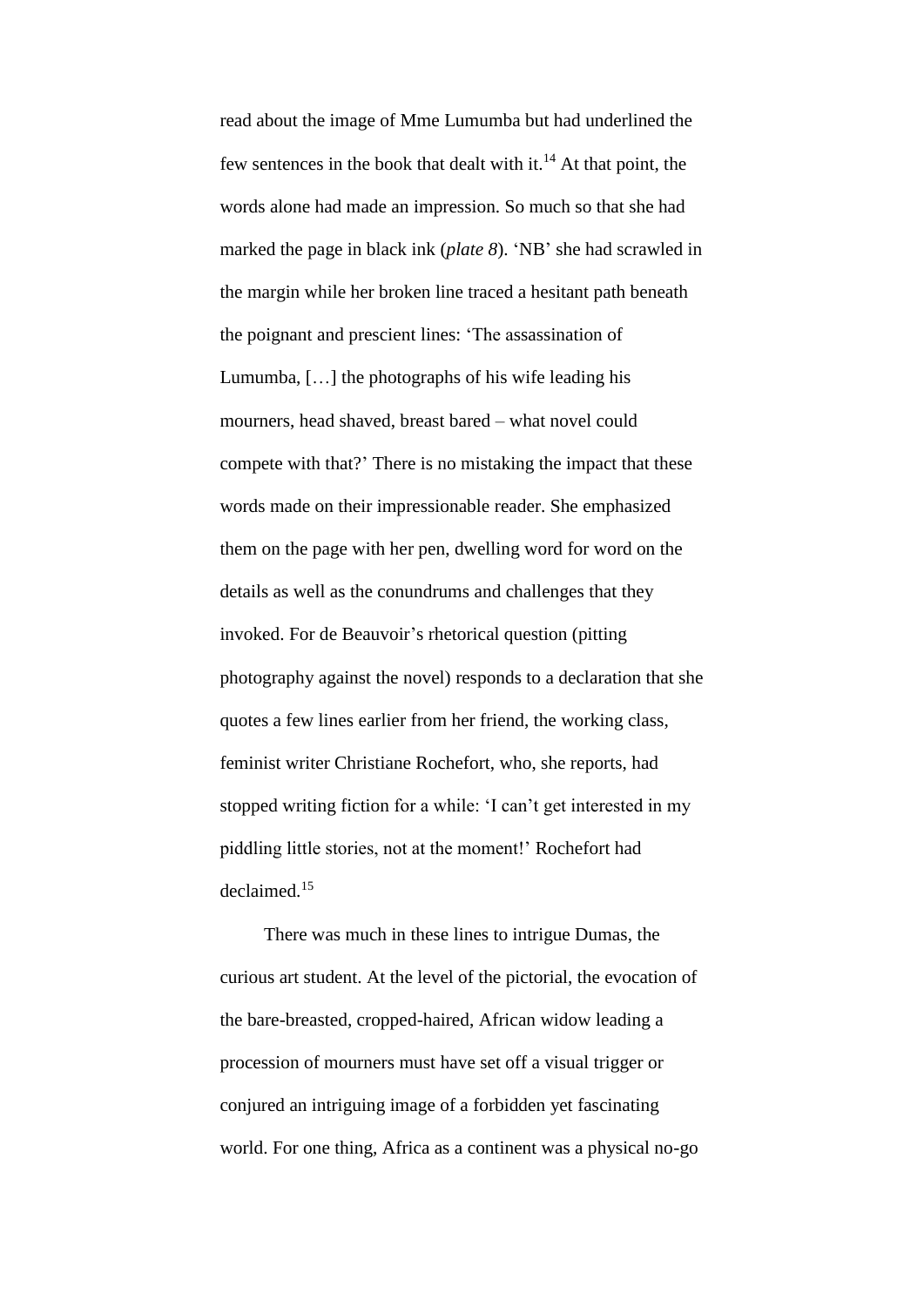read about the image of Mme Lumumba but had underlined the few sentences in the book that dealt with it.[14] At that point, the words alone had made an impression. So much so that she had marked the page in black ink (*plate 8*). 'NB' she had scrawled in the margin while her broken line traced a hesitant path beneath the poignant and prescient lines: 'The assassination of Lumumba, […] the photographs of his wife leading his mourners, head shaved, breast bared – what novel could compete with that?' There is no mistaking the impact that these words made on their impressionable reader. She emphasized them on the page with her pen, dwelling word for word on the details as well as the conundrums and challenges that they invoked. For de Beauvoir's rhetorical question (pitting photography against the novel) responds to a declaration that she quotes a few lines earlier from her friend, the working class, feminist writer Christiane Rochefort, who, she reports, had stopped writing fiction for a while: 'I can't get interested in my piddling little stories, not at the moment!' Rochefort had declaimed.[15]

There was much in these lines to intrigue Dumas, the curious art student. At the level of the pictorial, the evocation of the bare-breasted, cropped-haired, African widow leading a procession of mourners must have set off a visual trigger or conjured an intriguing image of a forbidden yet fascinating world. For one thing, Africa as a continent was a physical no-go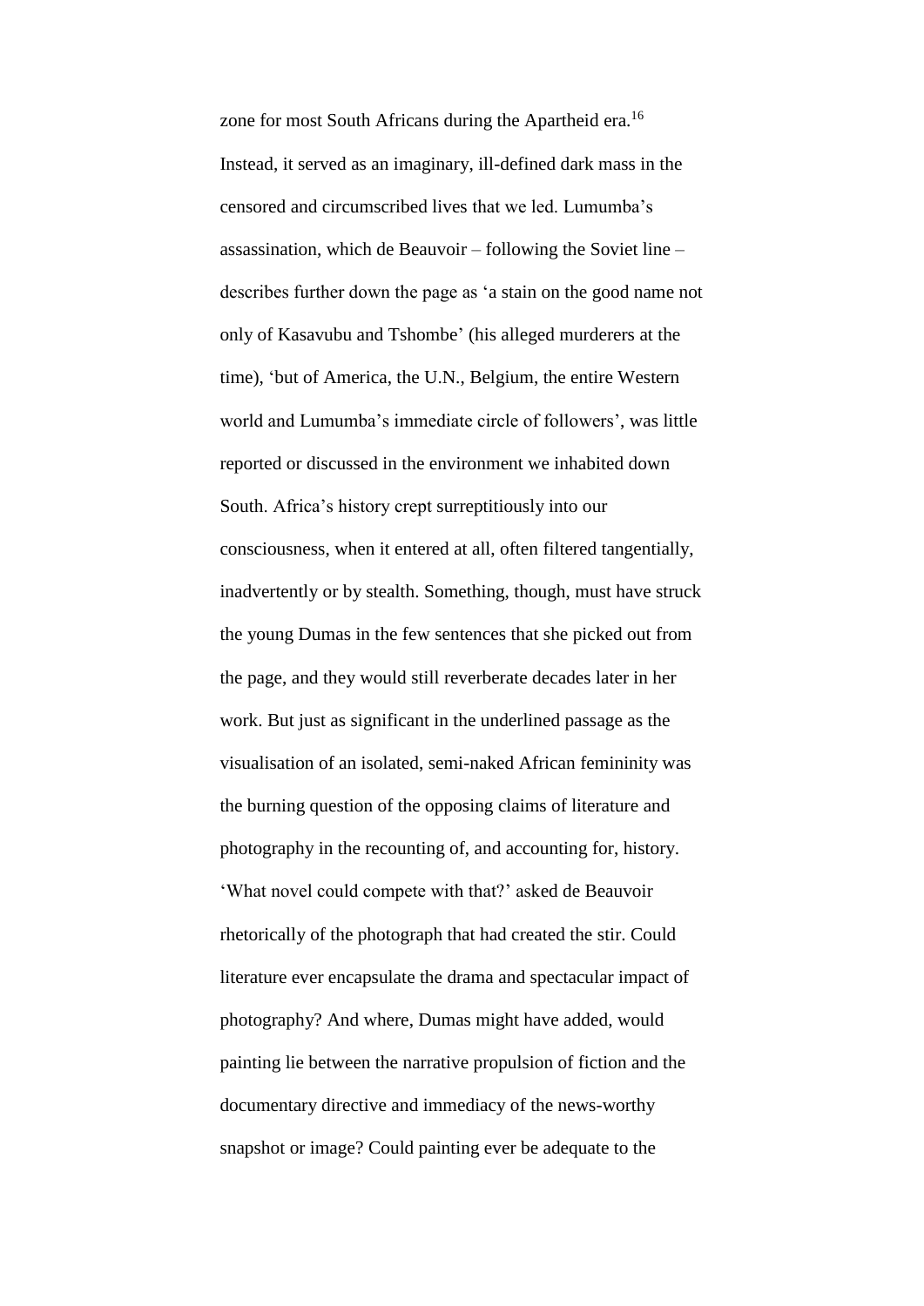zone for most South Africans during the Apartheid era.[16] Instead, it served as an imaginary, ill-defined dark mass in the censored and circumscribed lives that we led. Lumumba's assassination, which de Beauvoir – following the Soviet line – describes further down the page as 'a stain on the good name not only of Kasavubu and Tshombe' (his alleged murderers at the time), 'but of America, the U.N., Belgium, the entire Western world and Lumumba's immediate circle of followers', was little reported or discussed in the environment we inhabited down South. Africa's history crept surreptitiously into our consciousness, when it entered at all, often filtered tangentially, inadvertently or by stealth. Something, though, must have struck the young Dumas in the few sentences that she picked out from the page, and they would still reverberate decades later in her work. But just as significant in the underlined passage as the visualisation of an isolated, semi-naked African femininity was the burning question of the opposing claims of literature and photography in the recounting of, and accounting for, history. 'What novel could compete with that?' asked de Beauvoir rhetorically of the photograph that had created the stir. Could literature ever encapsulate the drama and spectacular impact of photography? And where, Dumas might have added, would painting lie between the narrative propulsion of fiction and the documentary directive and immediacy of the news-worthy snapshot or image? Could painting ever be adequate to the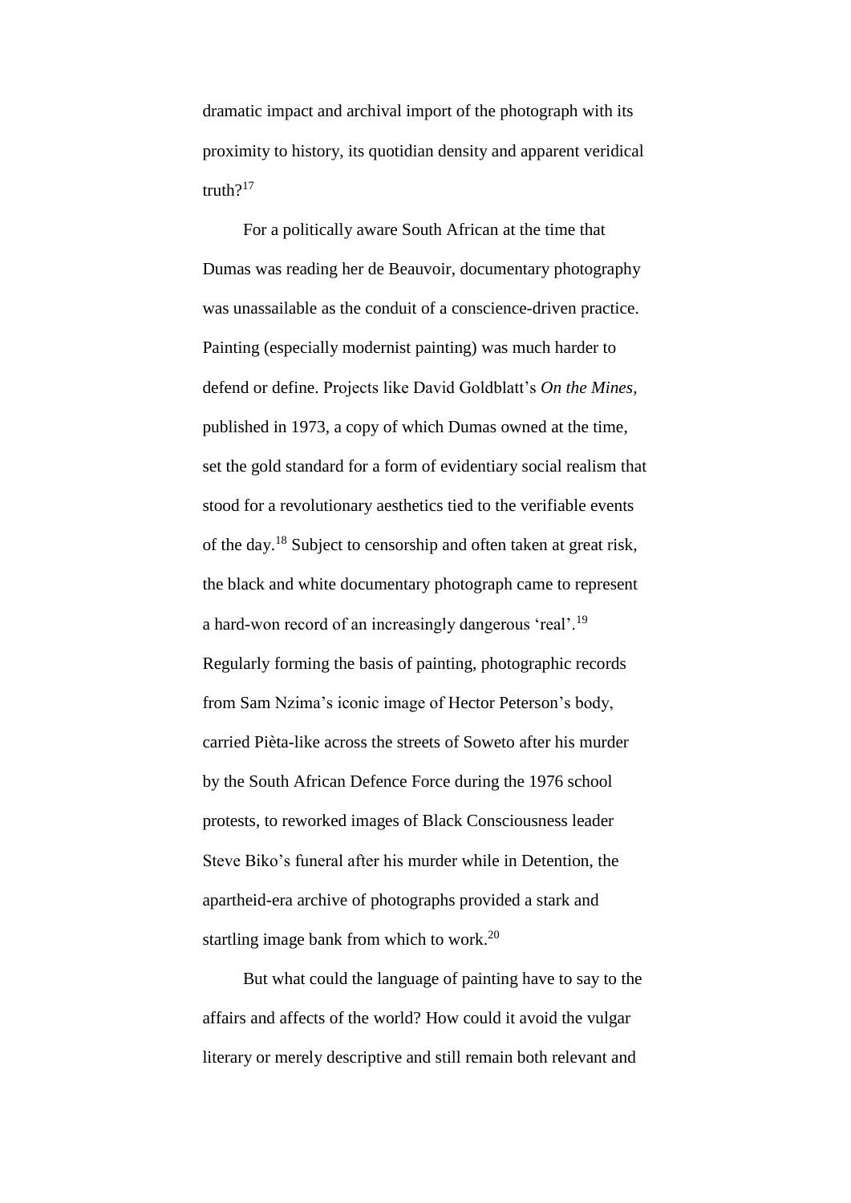dramatic impact and archival import of the photograph with its proximity to history, its quotidian density and apparent veridical truth?[17]

For a politically aware South African at the time that Dumas was reading her de Beauvoir, documentary photography was unassailable as the conduit of a conscience-driven practice. Painting (especially modernist painting) was much harder to defend or define. Projects like David Goldblatt's *On the Mines*, published in 1973, a copy of which Dumas owned at the time, set the gold standard for a form of evidentiary social realism that stood for a revolutionary aesthetics tied to the verifiable events of the day.[18] Subject to censorship and often taken at great risk, the black and white documentary photograph came to represent a hard-won record of an increasingly dangerous 'real'.[19] Regularly forming the basis of painting, photographic records from Sam Nzima's iconic image of Hector Peterson's body, carried Pièta-like across the streets of Soweto after his murder by the South African Defence Force during the 1976 school protests, to reworked images of Black Consciousness leader Steve Biko's funeral after his murder while in Detention, the apartheid-era archive of photographs provided a stark and startling image bank from which to work.[20]

But what could the language of painting have to say to the affairs and affects of the world? How could it avoid the vulgar literary or merely descriptive and still remain both relevant and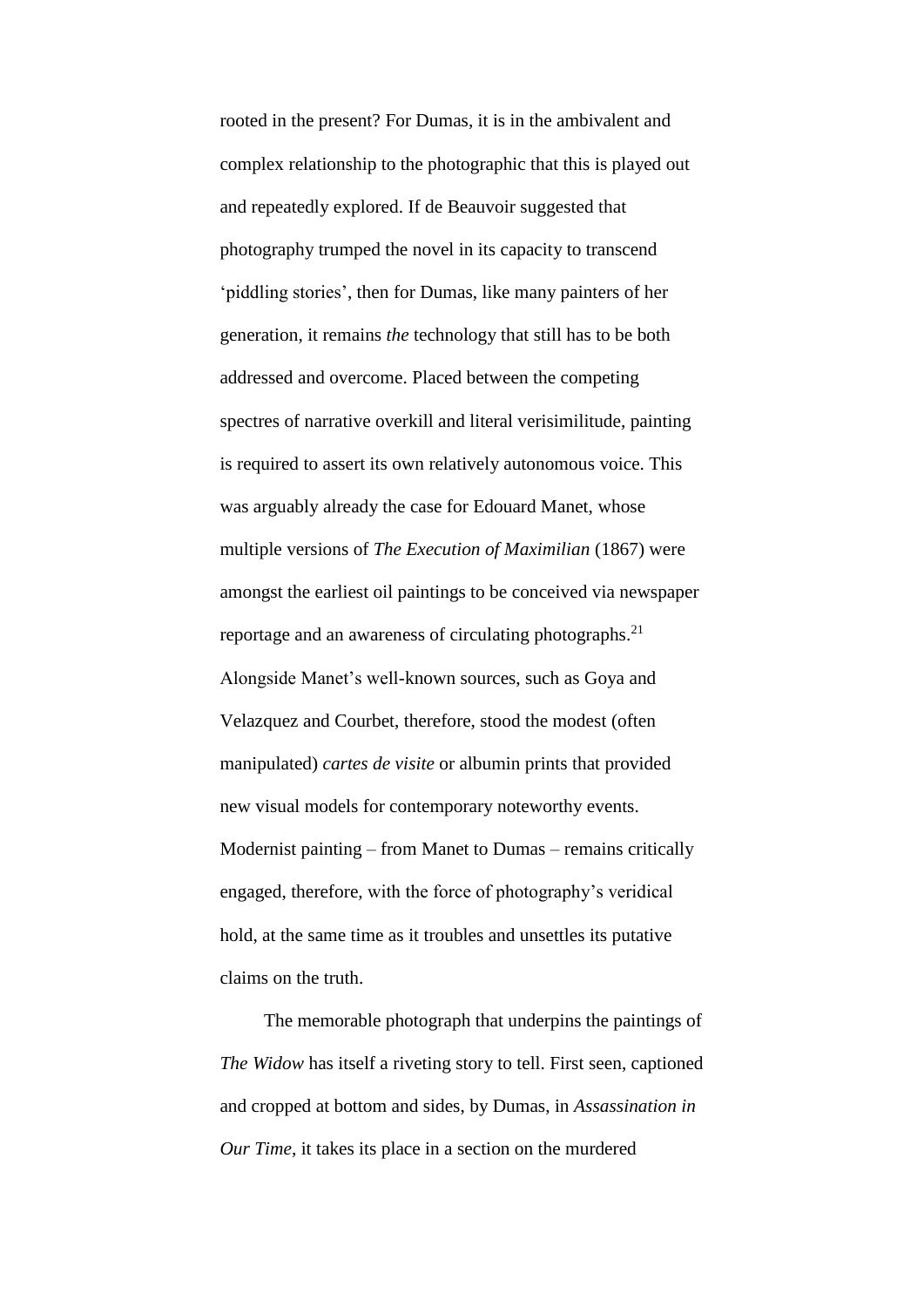rooted in the present? For Dumas, it is in the ambivalent and complex relationship to the photographic that this is played out and repeatedly explored. If de Beauvoir suggested that photography trumped the novel in its capacity to transcend 'piddling stories', then for Dumas, like many painters of her generation, it remains *the* technology that still has to be both addressed and overcome. Placed between the competing spectres of narrative overkill and literal verisimilitude, painting is required to assert its own relatively autonomous voice. This was arguably already the case for Edouard Manet, whose multiple versions of *The Execution of Maximilian* (1867) were amongst the earliest oil paintings to be conceived via newspaper reportage and an awareness of circulating photographs.[21] Alongside Manet's well-known sources, such as Goya and Velazquez and Courbet, therefore, stood the modest (often manipulated) *cartes de visite* or albumin prints that provided new visual models for contemporary noteworthy events. Modernist painting – from Manet to Dumas – remains critically engaged, therefore, with the force of photography's veridical hold, at the same time as it troubles and unsettles its putative claims on the truth.

The memorable photograph that underpins the paintings of *The Widow* has itself a riveting story to tell. First seen, captioned and cropped at bottom and sides, by Dumas, in *Assassination in Our Time*, it takes its place in a section on the murdered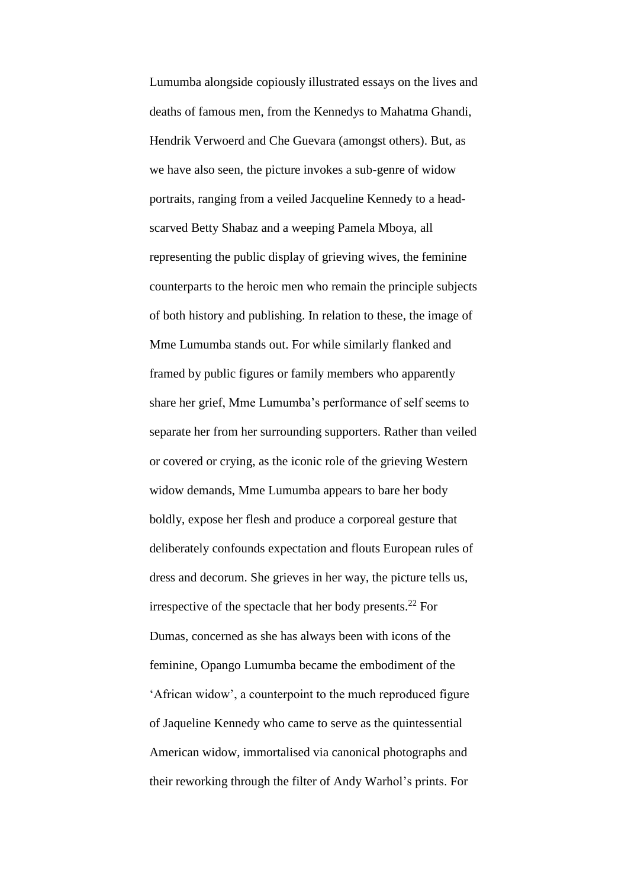Lumumba alongside copiously illustrated essays on the lives and deaths of famous men, from the Kennedys to Mahatma Ghandi, Hendrik Verwoerd and Che Guevara (amongst others). But, as we have also seen, the picture invokes a sub-genre of widow portraits, ranging from a veiled Jacqueline Kennedy to a head-scarved Betty Shabaz and a weeping Pamela Mboya, all representing the public display of grieving wives, the feminine counterparts to the heroic men who remain the principle subjects of both history and publishing. In relation to these, the image of Mme Lumumba stands out. For while similarly flanked and framed by public figures or family members who apparently share her grief, Mme Lumumba's performance of self seems to separate her from her surrounding supporters. Rather than veiled or covered or crying, as the iconic role of the grieving Western widow demands, Mme Lumumba appears to bare her body boldly, expose her flesh and produce a corporeal gesture that deliberately confounds expectation and flouts European rules of dress and decorum. She grieves in her way, the picture tells us, irrespective of the spectacle that her body presents.[22] For Dumas, concerned as she has always been with icons of the feminine, Opango Lumumba became the embodiment of the 'African widow', a counterpoint to the much reproduced figure of Jaqueline Kennedy who came to serve as the quintessential American widow, immortalised via canonical photographs and their reworking through the filter of Andy Warhol's prints. For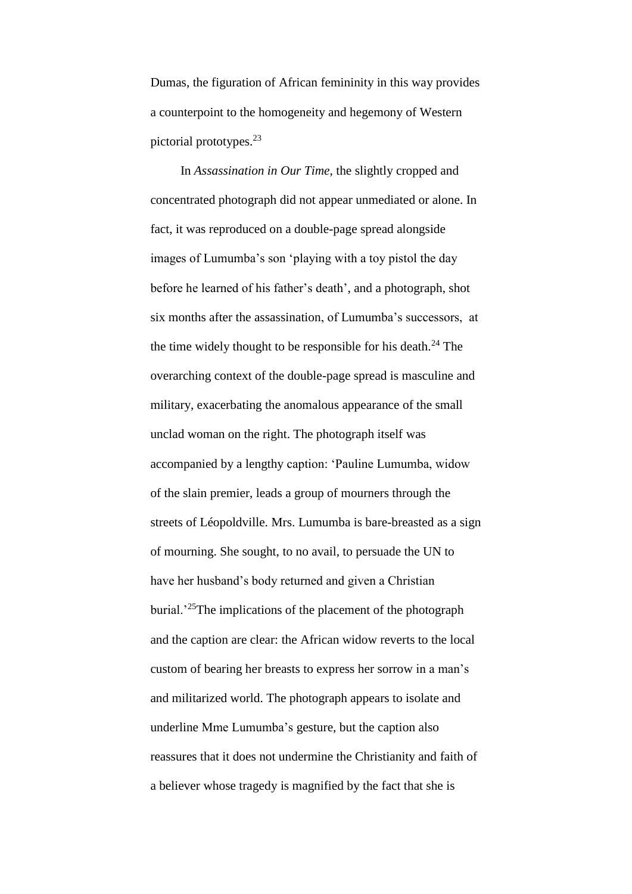Dumas, the figuration of African femininity in this way provides a counterpoint to the homogeneity and hegemony of Western pictorial prototypes.[23]

In *Assassination in Our Time*, the slightly cropped and concentrated photograph did not appear unmediated or alone. In fact, it was reproduced on a double-page spread alongside images of Lumumba's son 'playing with a toy pistol the day before he learned of his father's death', and a photograph, shot six months after the assassination, of Lumumba's successors, at the time widely thought to be responsible for his death.[24] The overarching context of the double-page spread is masculine and military, exacerbating the anomalous appearance of the small unclad woman on the right. The photograph itself was accompanied by a lengthy caption: 'Pauline Lumumba, widow of the slain premier, leads a group of mourners through the streets of Léopoldville. Mrs. Lumumba is bare-breasted as a sign of mourning. She sought, to no avail, to persuade the UN to have her husband's body returned and given a Christian burial.'[25]The implications of the placement of the photograph and the caption are clear: the African widow reverts to the local custom of bearing her breasts to express her sorrow in a man's and militarized world. The photograph appears to isolate and underline Mme Lumumba's gesture, but the caption also reassures that it does not undermine the Christianity and faith of a believer whose tragedy is magnified by the fact that she is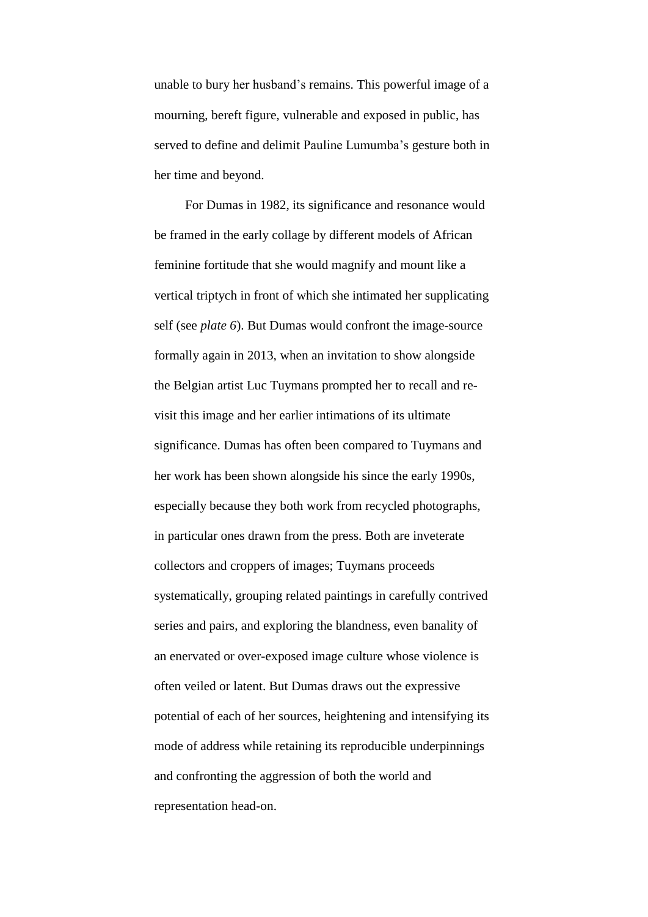unable to bury her husband's remains. This powerful image of a mourning, bereft figure, vulnerable and exposed in public, has served to define and delimit Pauline Lumumba's gesture both in her time and beyond.

For Dumas in 1982, its significance and resonance would be framed in the early collage by different models of African feminine fortitude that she would magnify and mount like a vertical triptych in front of which she intimated her supplicating self (see *plate 6*). But Dumas would confront the image-source formally again in 2013, when an invitation to show alongside the Belgian artist Luc Tuymans prompted her to recall and re-visit this image and her earlier intimations of its ultimate significance. Dumas has often been compared to Tuymans and her work has been shown alongside his since the early 1990s, especially because they both work from recycled photographs, in particular ones drawn from the press. Both are inveterate collectors and croppers of images; Tuymans proceeds systematically, grouping related paintings in carefully contrived series and pairs, and exploring the blandness, even banality of an enervated or over-exposed image culture whose violence is often veiled or latent. But Dumas draws out the expressive potential of each of her sources, heightening and intensifying its mode of address while retaining its reproducible underpinnings and confronting the aggression of both the world and representation head-on.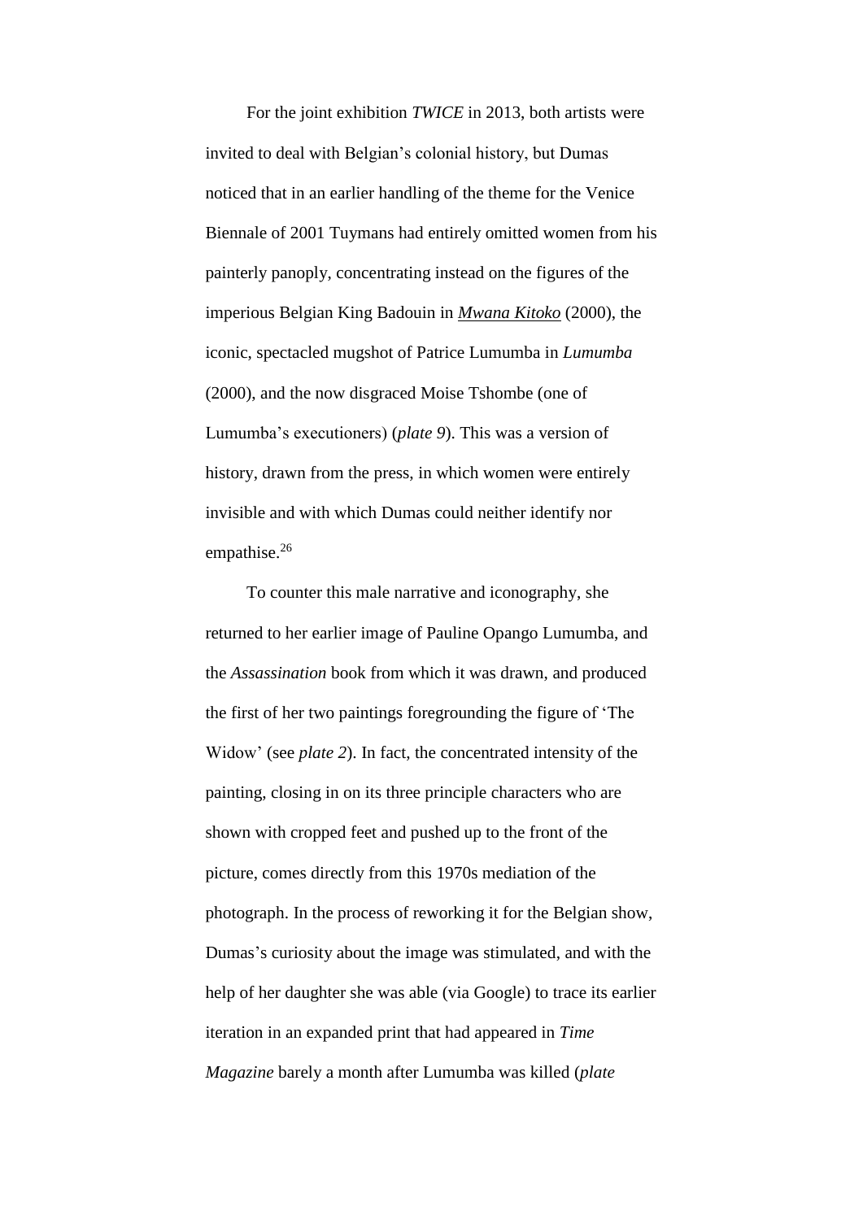For the joint exhibition *TWICE* in 2013, both artists were invited to deal with Belgian's colonial history, but Dumas noticed that in an earlier handling of the theme for the Venice Biennale of 2001 Tuymans had entirely omitted women from his painterly panoply, concentrating instead on the figures of the imperious Belgian King Badouin in *Mwana Kitoko* (2000), the iconic, spectacled mugshot of Patrice Lumumba in *Lumumba* (2000), and the now disgraced Moise Tshombe (one of Lumumba's executioners) (*plate 9*). This was a version of history, drawn from the press, in which women were entirely invisible and with which Dumas could neither identify nor empathise.[26]

To counter this male narrative and iconography, she returned to her earlier image of Pauline Opango Lumumba, and the *Assassination* book from which it was drawn, and produced the first of her two paintings foregrounding the figure of 'The Widow' (see *plate 2*). In fact, the concentrated intensity of the painting, closing in on its three principle characters who are shown with cropped feet and pushed up to the front of the picture, comes directly from this 1970s mediation of the photograph. In the process of reworking it for the Belgian show, Dumas's curiosity about the image was stimulated, and with the help of her daughter she was able (via Google) to trace its earlier iteration in an expanded print that had appeared in *Time Magazine* barely a month after Lumumba was killed (*plate*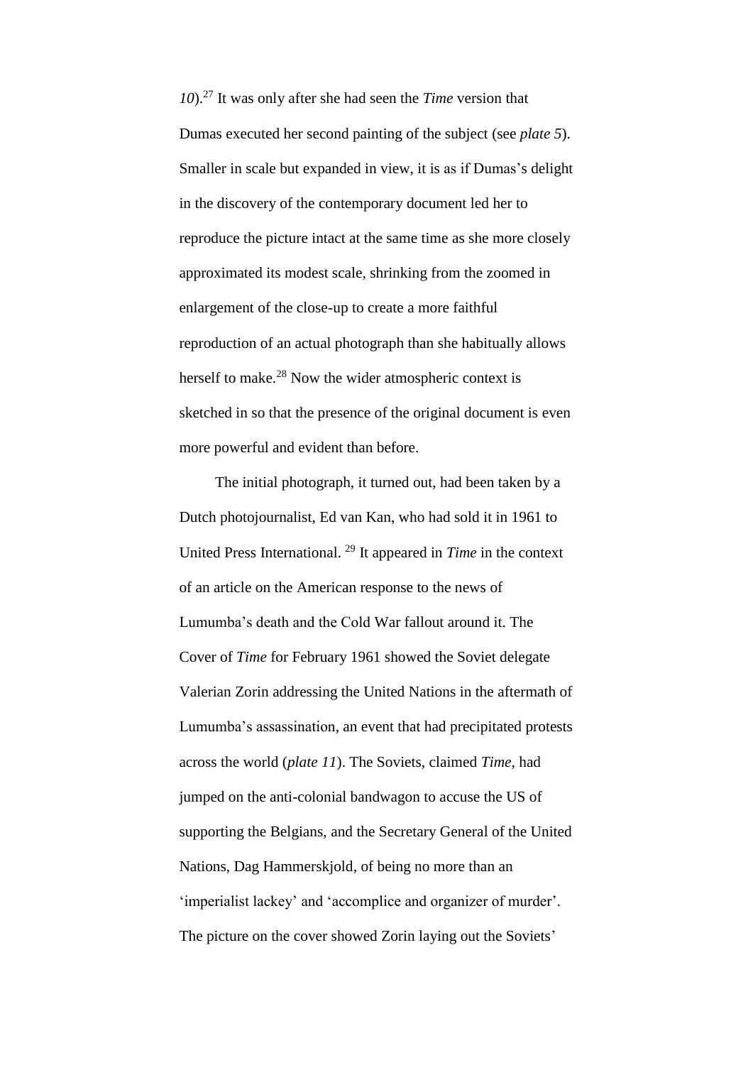*10*).[27] It was only after she had seen the *Time* version that Dumas executed her second painting of the subject (see *plate 5*). Smaller in scale but expanded in view, it is as if Dumas's delight in the discovery of the contemporary document led her to reproduce the picture intact at the same time as she more closely approximated its modest scale, shrinking from the zoomed in enlargement of the close-up to create a more faithful reproduction of an actual photograph than she habitually allows herself to make.[28] Now the wider atmospheric context is sketched in so that the presence of the original document is even more powerful and evident than before.

The initial photograph, it turned out, had been taken by a Dutch photojournalist, Ed van Kan, who had sold it in 1961 to United Press International. [29] It appeared in *Time* in the context of an article on the American response to the news of Lumumba's death and the Cold War fallout around it. The Cover of *Time* for February 1961 showed the Soviet delegate Valerian Zorin addressing the United Nations in the aftermath of Lumumba's assassination, an event that had precipitated protests across the world (*plate 11*). The Soviets, claimed *Time*, had jumped on the anti-colonial bandwagon to accuse the US of supporting the Belgians, and the Secretary General of the United Nations, Dag Hammerskjold, of being no more than an 'imperialist lackey' and 'accomplice and organizer of murder'. The picture on the cover showed Zorin laying out the Soviets'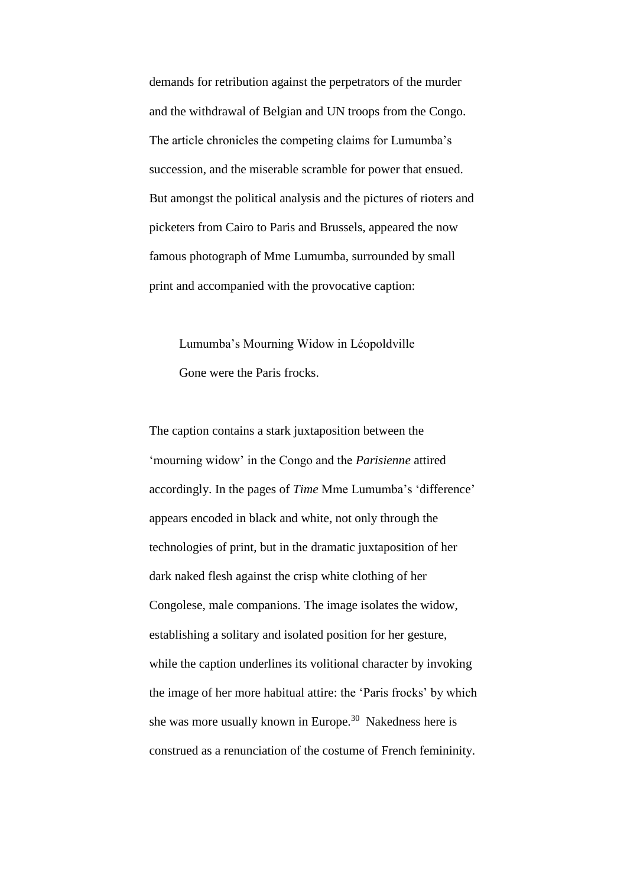demands for retribution against the perpetrators of the murder and the withdrawal of Belgian and UN troops from the Congo. The article chronicles the competing claims for Lumumba's succession, and the miserable scramble for power that ensued. But amongst the political analysis and the pictures of rioters and picketers from Cairo to Paris and Brussels, appeared the now famous photograph of Mme Lumumba, surrounded by small print and accompanied with the provocative caption:

> Lumumba's Mourning Widow in Léopoldville
>
> Gone were the Paris frocks.

The caption contains a stark juxtaposition between the 'mourning widow' in the Congo and the *Parisienne* attired accordingly. In the pages of *Time* Mme Lumumba's 'difference' appears encoded in black and white, not only through the technologies of print, but in the dramatic juxtaposition of her dark naked flesh against the crisp white clothing of her Congolese, male companions. The image isolates the widow, establishing a solitary and isolated position for her gesture, while the caption underlines its volitional character by invoking the image of her more habitual attire: the 'Paris frocks' by which she was more usually known in Europe.[30] Nakedness here is construed as a renunciation of the costume of French femininity.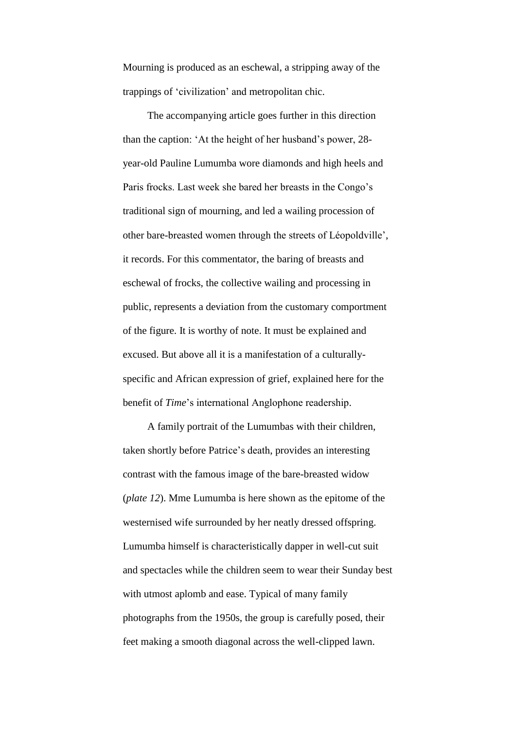Mourning is produced as an eschewal, a stripping away of the trappings of 'civilization' and metropolitan chic.

The accompanying article goes further in this direction than the caption: 'At the height of her husband's power, 28-year-old Pauline Lumumba wore diamonds and high heels and Paris frocks. Last week she bared her breasts in the Congo's traditional sign of mourning, and led a wailing procession of other bare-breasted women through the streets of Léopoldville', it records. For this commentator, the baring of breasts and eschewal of frocks, the collective wailing and processing in public, represents a deviation from the customary comportment of the figure. It is worthy of note. It must be explained and excused. But above all it is a manifestation of a culturally-specific and African expression of grief, explained here for the benefit of *Time*'s international Anglophone readership.

A family portrait of the Lumumbas with their children, taken shortly before Patrice's death, provides an interesting contrast with the famous image of the bare-breasted widow (*plate 12*). Mme Lumumba is here shown as the epitome of the westernised wife surrounded by her neatly dressed offspring. Lumumba himself is characteristically dapper in well-cut suit and spectacles while the children seem to wear their Sunday best with utmost aplomb and ease. Typical of many family photographs from the 1950s, the group is carefully posed, their feet making a smooth diagonal across the well-clipped lawn.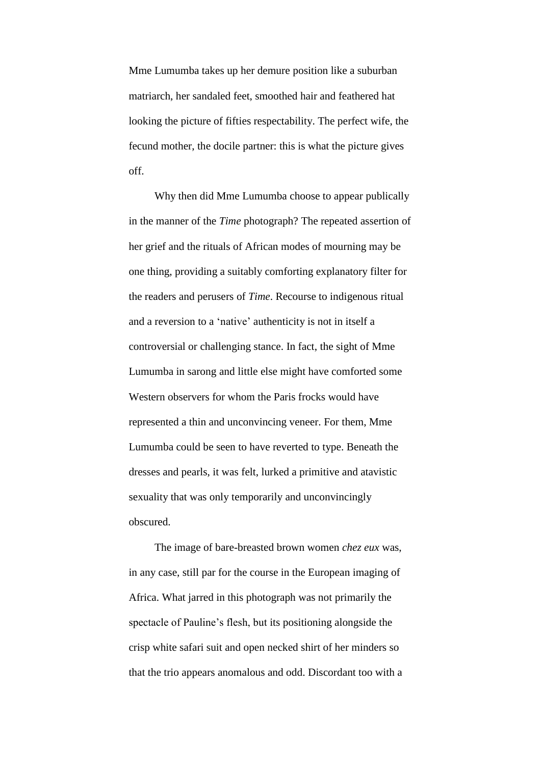Mme Lumumba takes up her demure position like a suburban matriarch, her sandaled feet, smoothed hair and feathered hat looking the picture of fifties respectability. The perfect wife, the fecund mother, the docile partner: this is what the picture gives off.

Why then did Mme Lumumba choose to appear publically in the manner of the *Time* photograph? The repeated assertion of her grief and the rituals of African modes of mourning may be one thing, providing a suitably comforting explanatory filter for the readers and perusers of *Time*. Recourse to indigenous ritual and a reversion to a 'native' authenticity is not in itself a controversial or challenging stance. In fact, the sight of Mme Lumumba in sarong and little else might have comforted some Western observers for whom the Paris frocks would have represented a thin and unconvincing veneer. For them, Mme Lumumba could be seen to have reverted to type. Beneath the dresses and pearls, it was felt, lurked a primitive and atavistic sexuality that was only temporarily and unconvincingly obscured.

The image of bare-breasted brown women *chez eux* was, in any case, still par for the course in the European imaging of Africa. What jarred in this photograph was not primarily the spectacle of Pauline's flesh, but its positioning alongside the crisp white safari suit and open necked shirt of her minders so that the trio appears anomalous and odd. Discordant too with a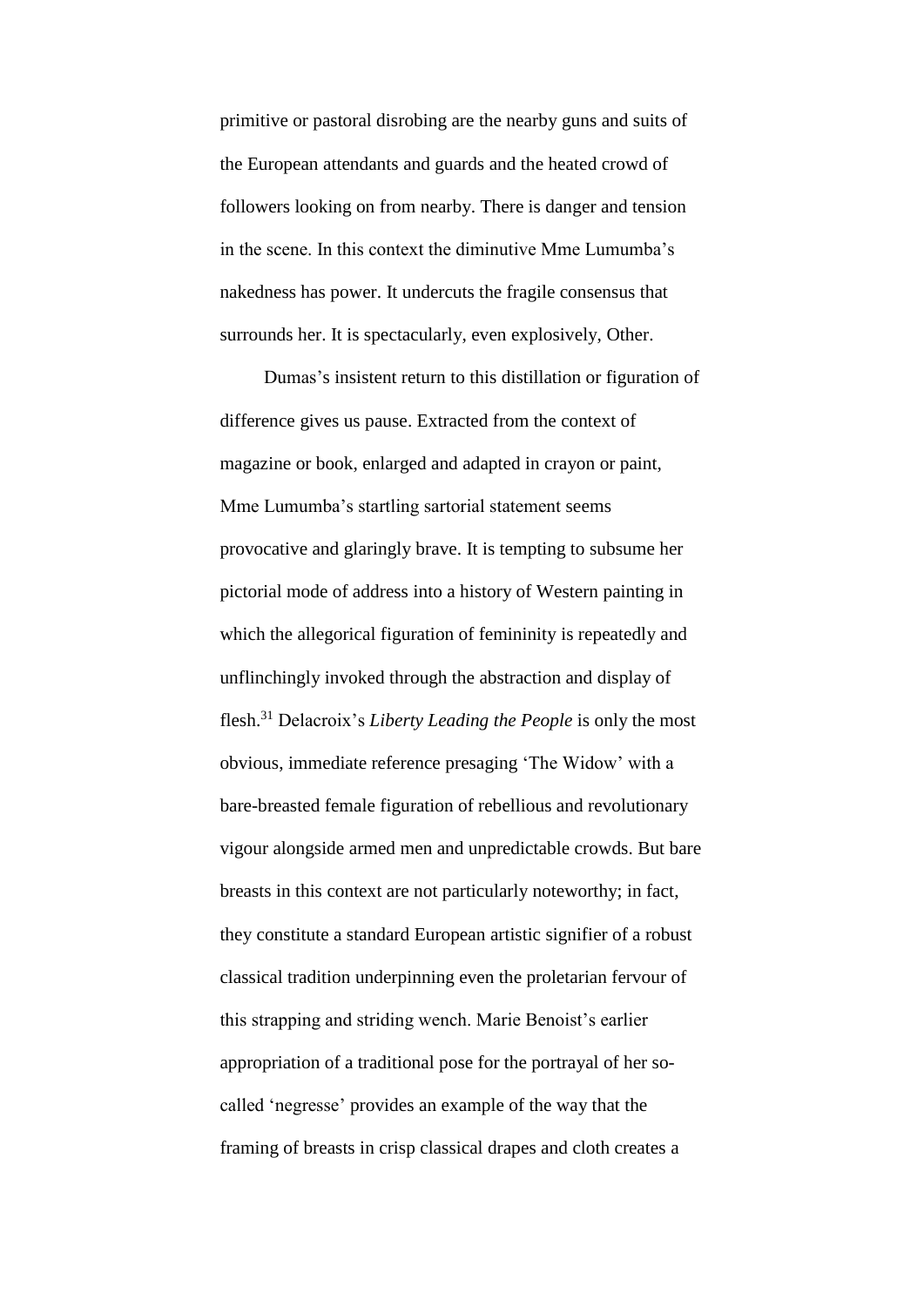primitive or pastoral disrobing are the nearby guns and suits of the European attendants and guards and the heated crowd of followers looking on from nearby. There is danger and tension in the scene. In this context the diminutive Mme Lumumba's nakedness has power. It undercuts the fragile consensus that surrounds her. It is spectacularly, even explosively, Other.

Dumas's insistent return to this distillation or figuration of difference gives us pause. Extracted from the context of magazine or book, enlarged and adapted in crayon or paint, Mme Lumumba's startling sartorial statement seems provocative and glaringly brave. It is tempting to subsume her pictorial mode of address into a history of Western painting in which the allegorical figuration of femininity is repeatedly and unflinchingly invoked through the abstraction and display of flesh.[31] Delacroix's *Liberty Leading the People* is only the most obvious, immediate reference presaging 'The Widow' with a bare-breasted female figuration of rebellious and revolutionary vigour alongside armed men and unpredictable crowds. But bare breasts in this context are not particularly noteworthy; in fact, they constitute a standard European artistic signifier of a robust classical tradition underpinning even the proletarian fervour of this strapping and striding wench. Marie Benoist's earlier appropriation of a traditional pose for the portrayal of her so-called 'negresse' provides an example of the way that the framing of breasts in crisp classical drapes and cloth creates a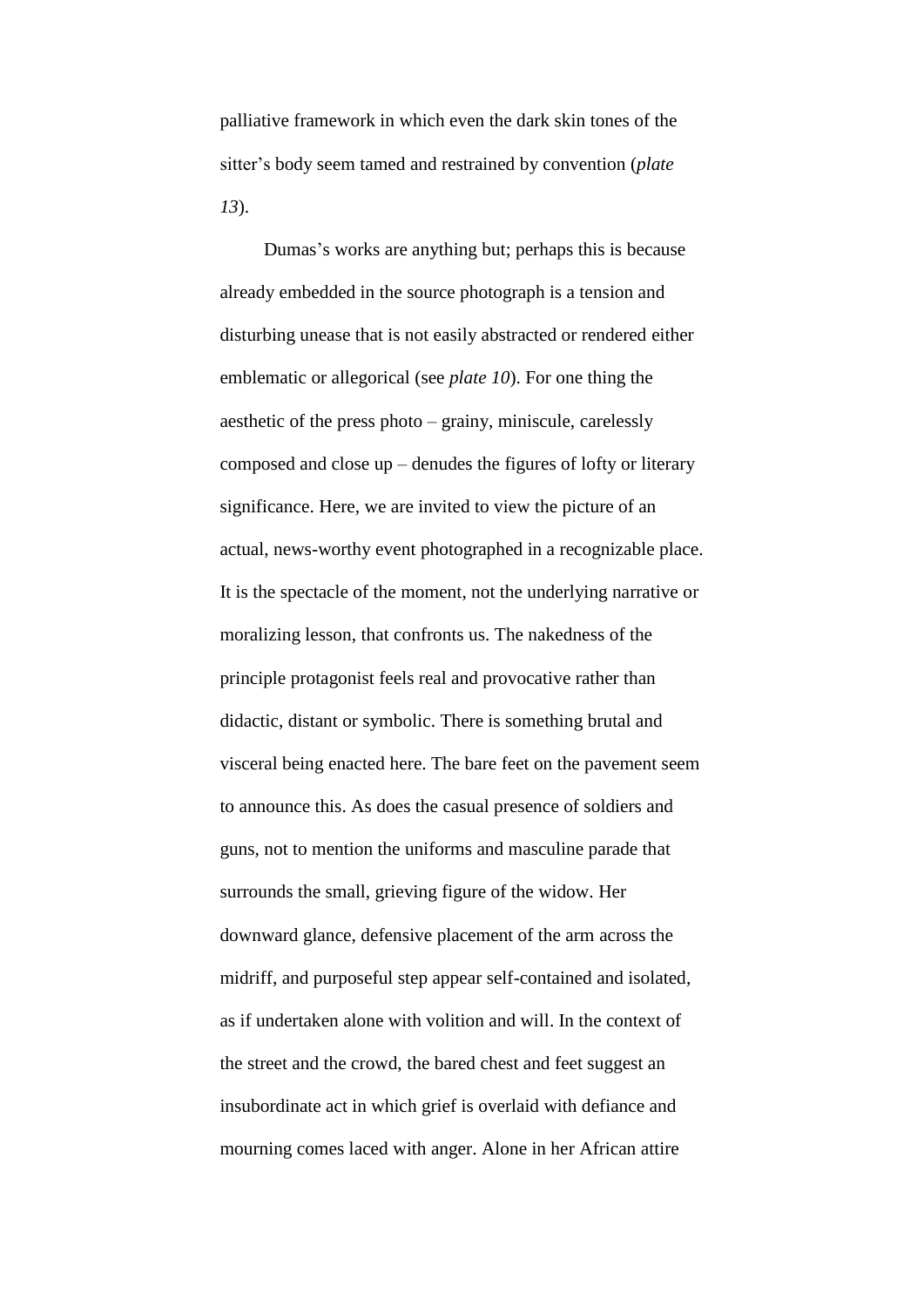palliative framework in which even the dark skin tones of the sitter's body seem tamed and restrained by convention (*plate 13*).

Dumas's works are anything but; perhaps this is because already embedded in the source photograph is a tension and disturbing unease that is not easily abstracted or rendered either emblematic or allegorical (see *plate 10*). For one thing the aesthetic of the press photo – grainy, miniscule, carelessly composed and close up – denudes the figures of lofty or literary significance. Here, we are invited to view the picture of an actual, news-worthy event photographed in a recognizable place. It is the spectacle of the moment, not the underlying narrative or moralizing lesson, that confronts us. The nakedness of the principle protagonist feels real and provocative rather than didactic, distant or symbolic. There is something brutal and visceral being enacted here. The bare feet on the pavement seem to announce this. As does the casual presence of soldiers and guns, not to mention the uniforms and masculine parade that surrounds the small, grieving figure of the widow. Her downward glance, defensive placement of the arm across the midriff, and purposeful step appear self-contained and isolated, as if undertaken alone with volition and will. In the context of the street and the crowd, the bared chest and feet suggest an insubordinate act in which grief is overlaid with defiance and mourning comes laced with anger. Alone in her African attire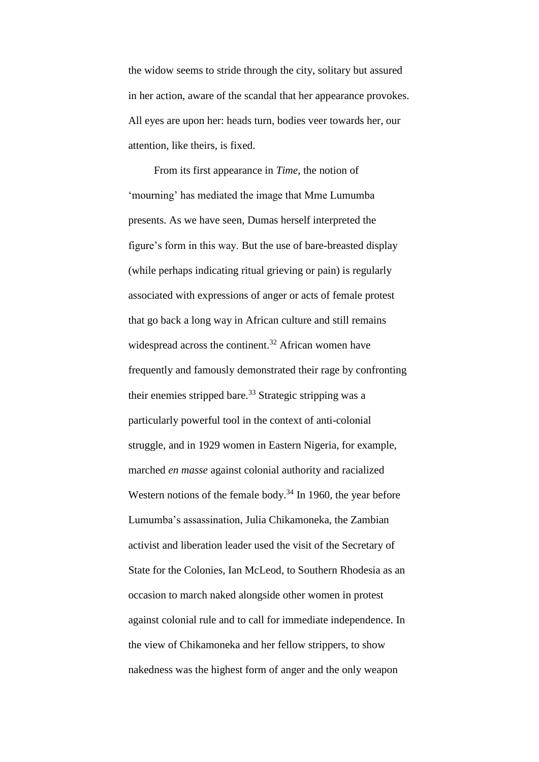the widow seems to stride through the city, solitary but assured in her action, aware of the scandal that her appearance provokes. All eyes are upon her: heads turn, bodies veer towards her, our attention, like theirs, is fixed.

From its first appearance in *Time*, the notion of 'mourning' has mediated the image that Mme Lumumba presents. As we have seen, Dumas herself interpreted the figure's form in this way. But the use of bare-breasted display (while perhaps indicating ritual grieving or pain) is regularly associated with expressions of anger or acts of female protest that go back a long way in African culture and still remains widespread across the continent.[32] African women have frequently and famously demonstrated their rage by confronting their enemies stripped bare.[33] Strategic stripping was a particularly powerful tool in the context of anti-colonial struggle, and in 1929 women in Eastern Nigeria, for example, marched *en masse* against colonial authority and racialized Western notions of the female body.[34] In 1960, the year before Lumumba's assassination, Julia Chikamoneka, the Zambian activist and liberation leader used the visit of the Secretary of State for the Colonies, Ian McLeod, to Southern Rhodesia as an occasion to march naked alongside other women in protest against colonial rule and to call for immediate independence. In the view of Chikamoneka and her fellow strippers, to show nakedness was the highest form of anger and the only weapon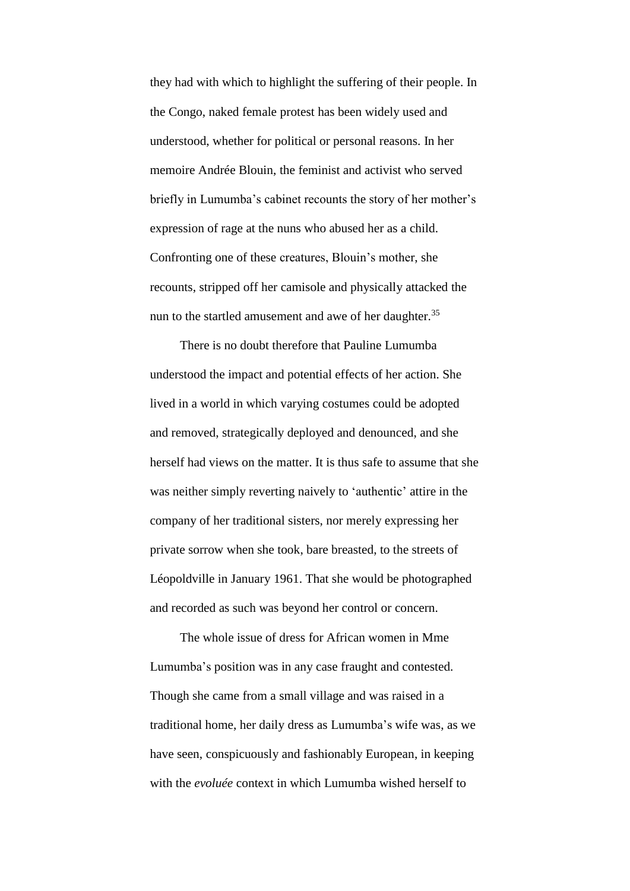they had with which to highlight the suffering of their people. In the Congo, naked female protest has been widely used and understood, whether for political or personal reasons. In her memoire Andrée Blouin, the feminist and activist who served briefly in Lumumba's cabinet recounts the story of her mother's expression of rage at the nuns who abused her as a child. Confronting one of these creatures, Blouin's mother, she recounts, stripped off her camisole and physically attacked the nun to the startled amusement and awe of her daughter.[35]

There is no doubt therefore that Pauline Lumumba understood the impact and potential effects of her action. She lived in a world in which varying costumes could be adopted and removed, strategically deployed and denounced, and she herself had views on the matter. It is thus safe to assume that she was neither simply reverting naively to 'authentic' attire in the company of her traditional sisters, nor merely expressing her private sorrow when she took, bare breasted, to the streets of Léopoldville in January 1961. That she would be photographed and recorded as such was beyond her control or concern.

The whole issue of dress for African women in Mme Lumumba's position was in any case fraught and contested. Though she came from a small village and was raised in a traditional home, her daily dress as Lumumba's wife was, as we have seen, conspicuously and fashionably European, in keeping with the *evoluée* context in which Lumumba wished herself to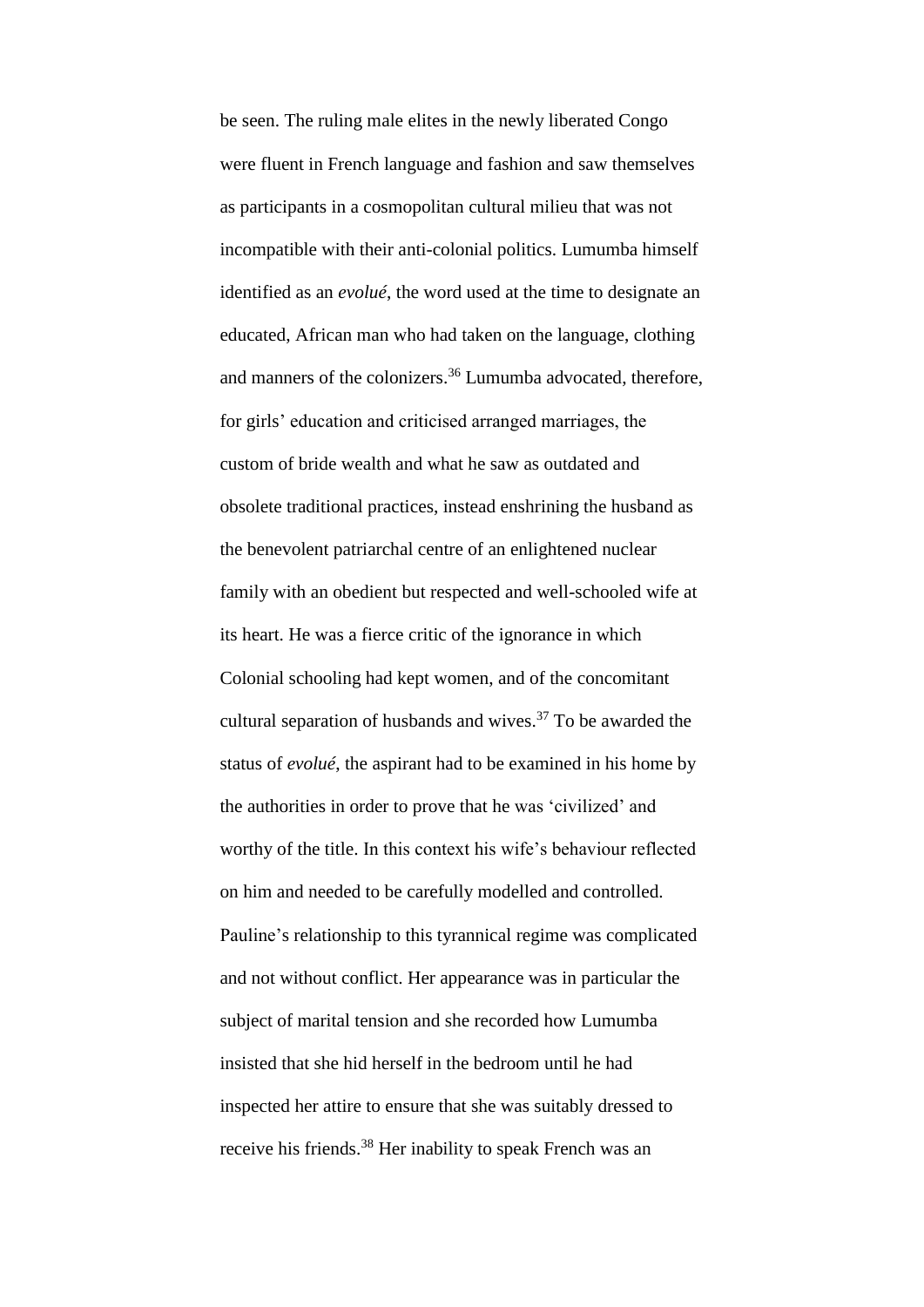be seen. The ruling male elites in the newly liberated Congo were fluent in French language and fashion and saw themselves as participants in a cosmopolitan cultural milieu that was not incompatible with their anti-colonial politics. Lumumba himself identified as an *evolué*, the word used at the time to designate an educated, African man who had taken on the language, clothing and manners of the colonizers.[36] Lumumba advocated, therefore, for girls' education and criticised arranged marriages, the custom of bride wealth and what he saw as outdated and obsolete traditional practices, instead enshrining the husband as the benevolent patriarchal centre of an enlightened nuclear family with an obedient but respected and well-schooled wife at its heart. He was a fierce critic of the ignorance in which Colonial schooling had kept women, and of the concomitant cultural separation of husbands and wives.[37] To be awarded the status of *evolué*, the aspirant had to be examined in his home by the authorities in order to prove that he was 'civilized' and worthy of the title. In this context his wife's behaviour reflected on him and needed to be carefully modelled and controlled. Pauline's relationship to this tyrannical regime was complicated and not without conflict. Her appearance was in particular the subject of marital tension and she recorded how Lumumba insisted that she hid herself in the bedroom until he had inspected her attire to ensure that she was suitably dressed to receive his friends.[38] Her inability to speak French was an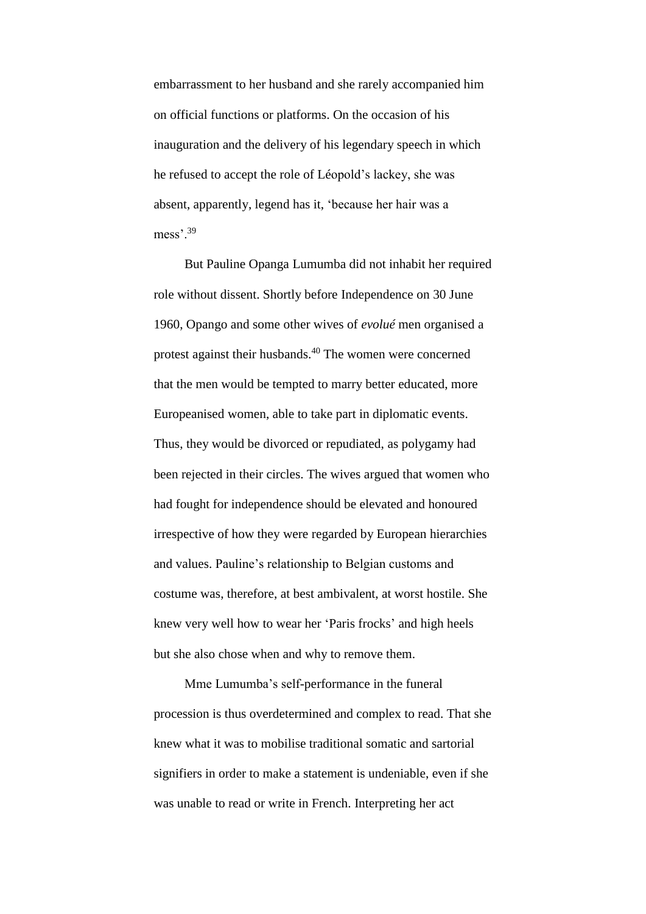embarrassment to her husband and she rarely accompanied him on official functions or platforms. On the occasion of his inauguration and the delivery of his legendary speech in which he refused to accept the role of Léopold's lackey, she was absent, apparently, legend has it, 'because her hair was a mess'.[39]

But Pauline Opanga Lumumba did not inhabit her required role without dissent. Shortly before Independence on 30 June 1960, Opango and some other wives of *evolué* men organised a protest against their husbands.[40] The women were concerned that the men would be tempted to marry better educated, more Europeanised women, able to take part in diplomatic events. Thus, they would be divorced or repudiated, as polygamy had been rejected in their circles. The wives argued that women who had fought for independence should be elevated and honoured irrespective of how they were regarded by European hierarchies and values. Pauline's relationship to Belgian customs and costume was, therefore, at best ambivalent, at worst hostile. She knew very well how to wear her 'Paris frocks' and high heels but she also chose when and why to remove them.

Mme Lumumba's self-performance in the funeral procession is thus overdetermined and complex to read. That she knew what it was to mobilise traditional somatic and sartorial signifiers in order to make a statement is undeniable, even if she was unable to read or write in French. Interpreting her act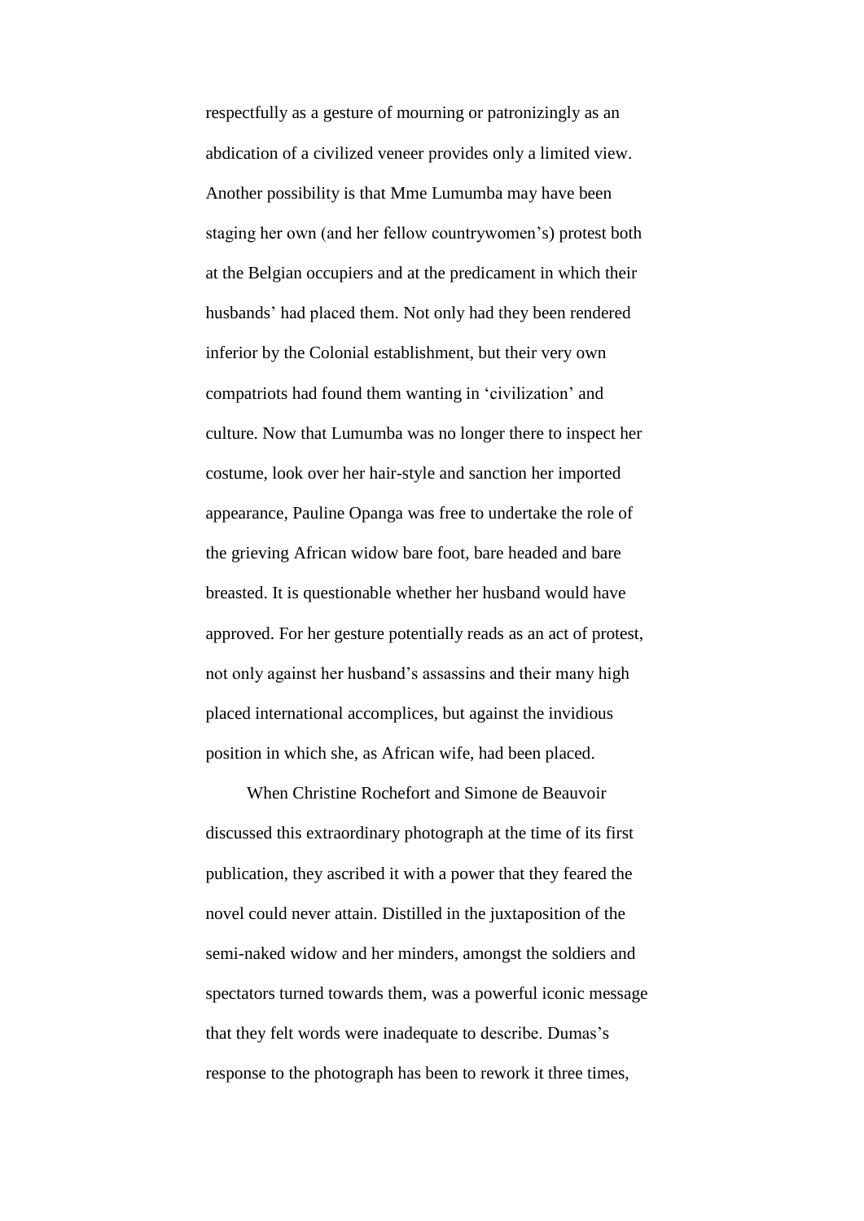respectfully as a gesture of mourning or patronizingly as an abdication of a civilized veneer provides only a limited view. Another possibility is that Mme Lumumba may have been staging her own (and her fellow countrywomen's) protest both at the Belgian occupiers and at the predicament in which their husbands' had placed them. Not only had they been rendered inferior by the Colonial establishment, but their very own compatriots had found them wanting in 'civilization' and culture. Now that Lumumba was no longer there to inspect her costume, look over her hair-style and sanction her imported appearance, Pauline Opanga was free to undertake the role of the grieving African widow bare foot, bare headed and bare breasted. It is questionable whether her husband would have approved. For her gesture potentially reads as an act of protest, not only against her husband's assassins and their many high placed international accomplices, but against the invidious position in which she, as African wife, had been placed.

When Christine Rochefort and Simone de Beauvoir discussed this extraordinary photograph at the time of its first publication, they ascribed it with a power that they feared the novel could never attain. Distilled in the juxtaposition of the semi-naked widow and her minders, amongst the soldiers and spectators turned towards them, was a powerful iconic message that they felt words were inadequate to describe. Dumas's response to the photograph has been to rework it three times,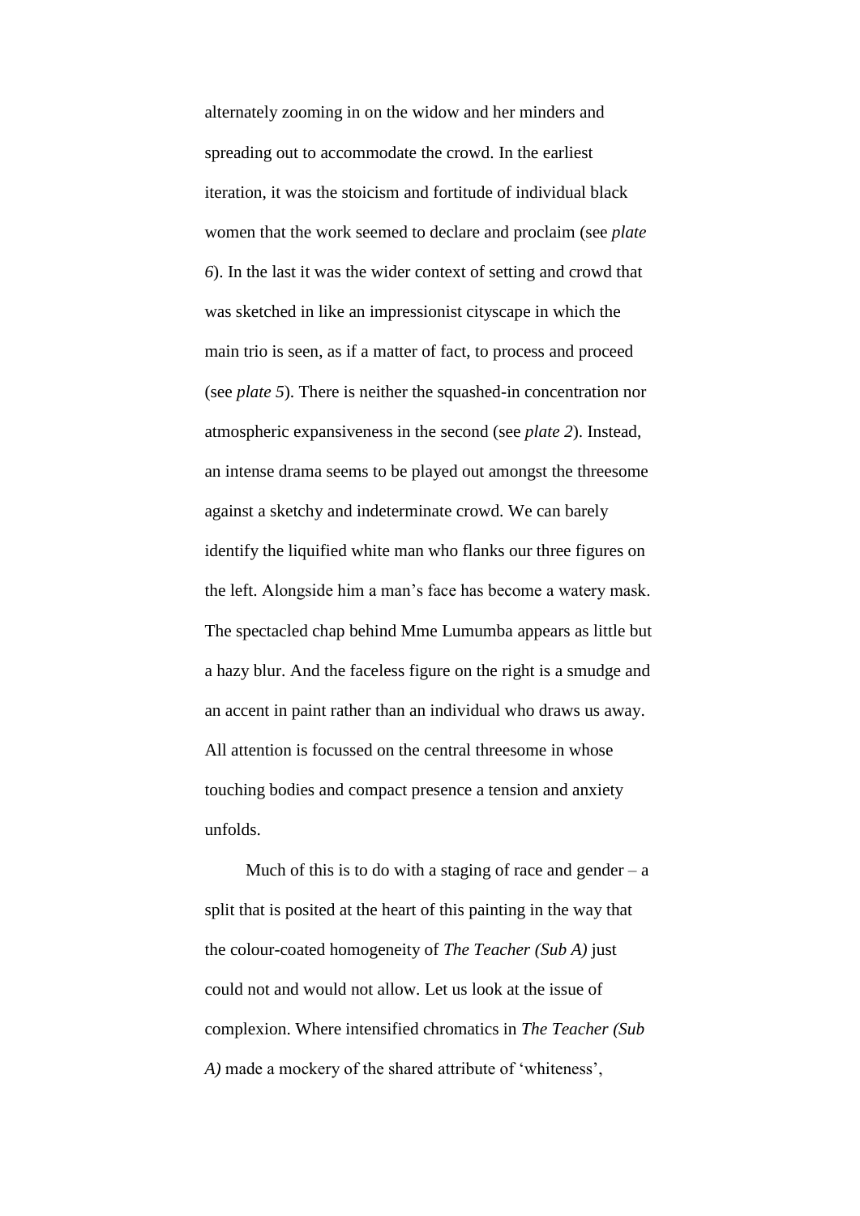alternately zooming in on the widow and her minders and spreading out to accommodate the crowd. In the earliest iteration, it was the stoicism and fortitude of individual black women that the work seemed to declare and proclaim (see *plate 6*). In the last it was the wider context of setting and crowd that was sketched in like an impressionist cityscape in which the main trio is seen, as if a matter of fact, to process and proceed (see *plate 5*). There is neither the squashed-in concentration nor atmospheric expansiveness in the second (see *plate 2*). Instead, an intense drama seems to be played out amongst the threesome against a sketchy and indeterminate crowd. We can barely identify the liquified white man who flanks our three figures on the left. Alongside him a man's face has become a watery mask. The spectacled chap behind Mme Lumumba appears as little but a hazy blur. And the faceless figure on the right is a smudge and an accent in paint rather than an individual who draws us away. All attention is focussed on the central threesome in whose touching bodies and compact presence a tension and anxiety unfolds.

Much of this is to do with a staging of race and gender – a split that is posited at the heart of this painting in the way that the colour-coated homogeneity of *The Teacher (Sub A)* just could not and would not allow. Let us look at the issue of complexion. Where intensified chromatics in *The Teacher (Sub A)* made a mockery of the shared attribute of 'whiteness',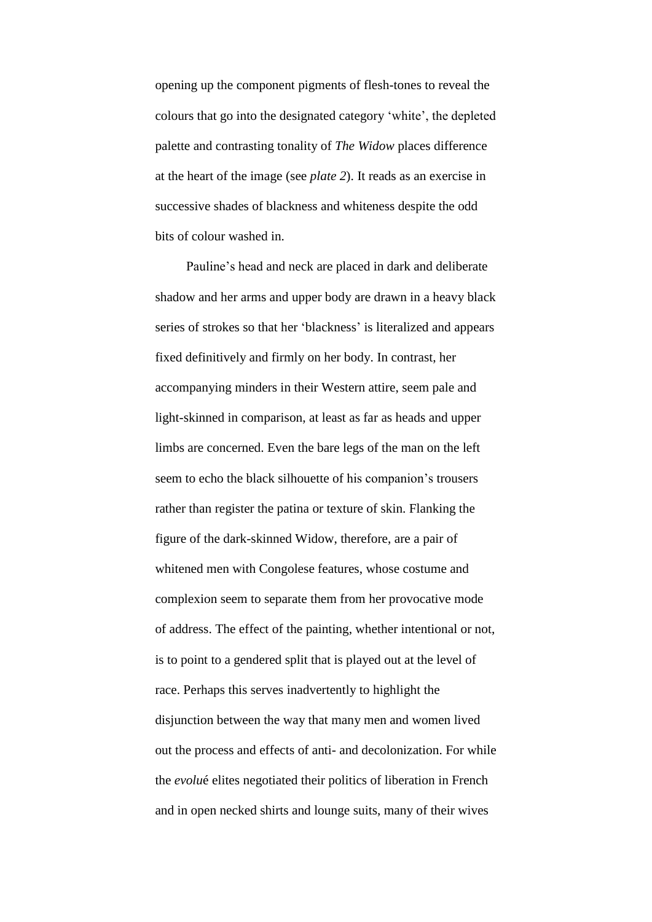opening up the component pigments of flesh-tones to reveal the colours that go into the designated category 'white', the depleted palette and contrasting tonality of *The Widow* places difference at the heart of the image (see *plate 2*). It reads as an exercise in successive shades of blackness and whiteness despite the odd bits of colour washed in.

Pauline's head and neck are placed in dark and deliberate shadow and her arms and upper body are drawn in a heavy black series of strokes so that her 'blackness' is literalized and appears fixed definitively and firmly on her body. In contrast, her accompanying minders in their Western attire, seem pale and light-skinned in comparison, at least as far as heads and upper limbs are concerned. Even the bare legs of the man on the left seem to echo the black silhouette of his companion's trousers rather than register the patina or texture of skin. Flanking the figure of the dark-skinned Widow, therefore, are a pair of whitened men with Congolese features, whose costume and complexion seem to separate them from her provocative mode of address. The effect of the painting, whether intentional or not, is to point to a gendered split that is played out at the level of race. Perhaps this serves inadvertently to highlight the disjunction between the way that many men and women lived out the process and effects of anti- and decolonization. For while the *evolué* elites negotiated their politics of liberation in French and in open necked shirts and lounge suits, many of their wives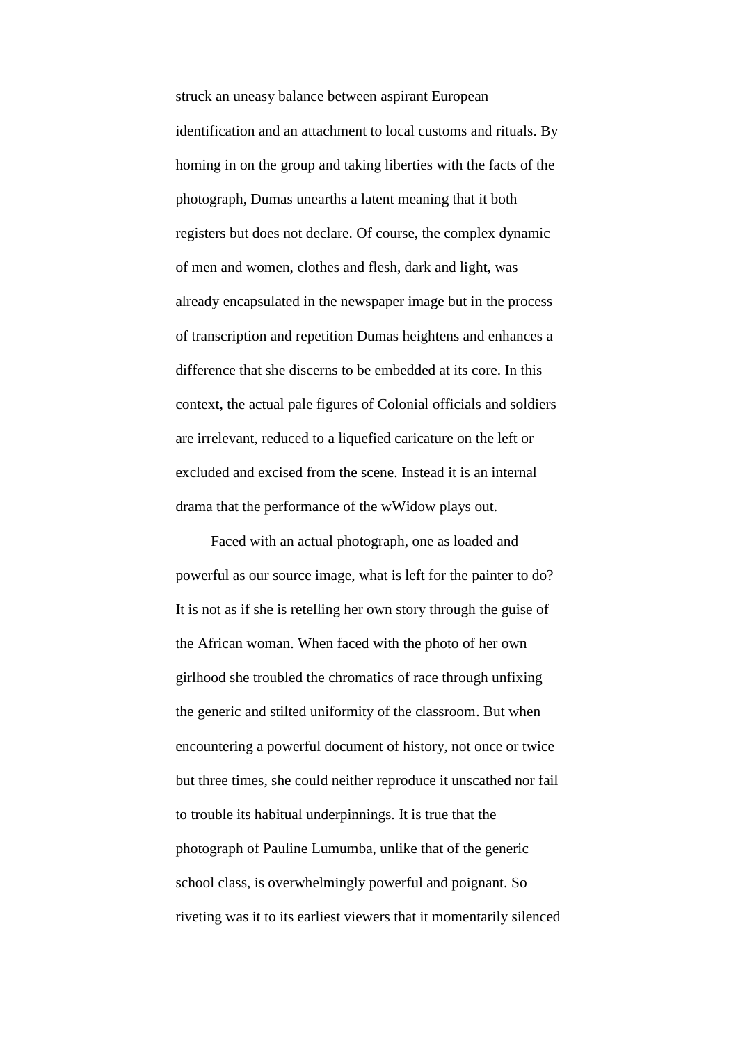struck an uneasy balance between aspirant European identification and an attachment to local customs and rituals. By homing in on the group and taking liberties with the facts of the photograph, Dumas unearths a latent meaning that it both registers but does not declare. Of course, the complex dynamic of men and women, clothes and flesh, dark and light, was already encapsulated in the newspaper image but in the process of transcription and repetition Dumas heightens and enhances a difference that she discerns to be embedded at its core. In this context, the actual pale figures of Colonial officials and soldiers are irrelevant, reduced to a liquefied caricature on the left or excluded and excised from the scene. Instead it is an internal drama that the performance of the wWidow plays out.

Faced with an actual photograph, one as loaded and powerful as our source image, what is left for the painter to do? It is not as if she is retelling her own story through the guise of the African woman. When faced with the photo of her own girlhood she troubled the chromatics of race through unfixing the generic and stilted uniformity of the classroom. But when encountering a powerful document of history, not once or twice but three times, she could neither reproduce it unscathed nor fail to trouble its habitual underpinnings. It is true that the photograph of Pauline Lumumba, unlike that of the generic school class, is overwhelmingly powerful and poignant. So riveting was it to its earliest viewers that it momentarily silenced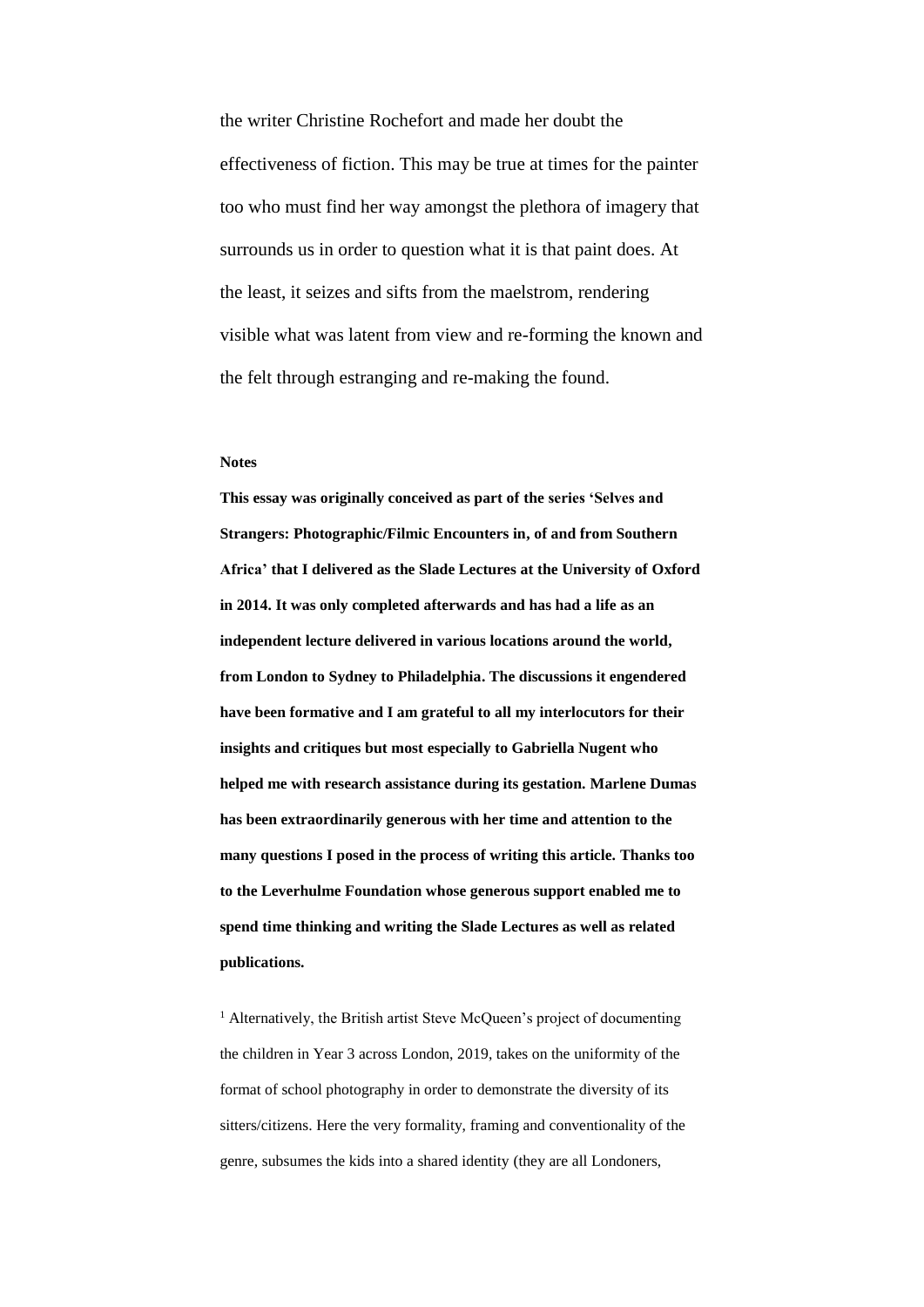the writer Christine Rochefort and made her doubt the effectiveness of fiction. This may be true at times for the painter too who must find her way amongst the plethora of imagery that surrounds us in order to question what it is that paint does. At the least, it seizes and sifts from the maelstrom, rendering visible what was latent from view and re-forming the known and the felt through estranging and re-making the found.

**Notes**

**This essay was originally conceived as part of the series 'Selves and Strangers: Photographic/Filmic Encounters in, of and from Southern Africa' that I delivered as the Slade Lectures at the University of Oxford in 2014. It was only completed afterwards and has had a life as an independent lecture delivered in various locations around the world, from London to Sydney to Philadelphia. The discussions it engendered have been formative and I am grateful to all my interlocutors for their insights and critiques but most especially to Gabriella Nugent who helped me with research assistance during its gestation. Marlene Dumas has been extraordinarily generous with her time and attention to the many questions I posed in the process of writing this article. Thanks too to the Leverhulme Foundation whose generous support enabled me to spend time thinking and writing the Slade Lectures as well as related publications.**

[1] Alternatively, the British artist Steve McQueen's project of documenting the children in Year 3 across London, 2019, takes on the uniformity of the format of school photography in order to demonstrate the diversity of its sitters/citizens. Here the very formality, framing and conventionality of the genre, subsumes the kids into a shared identity (they are all Londoners,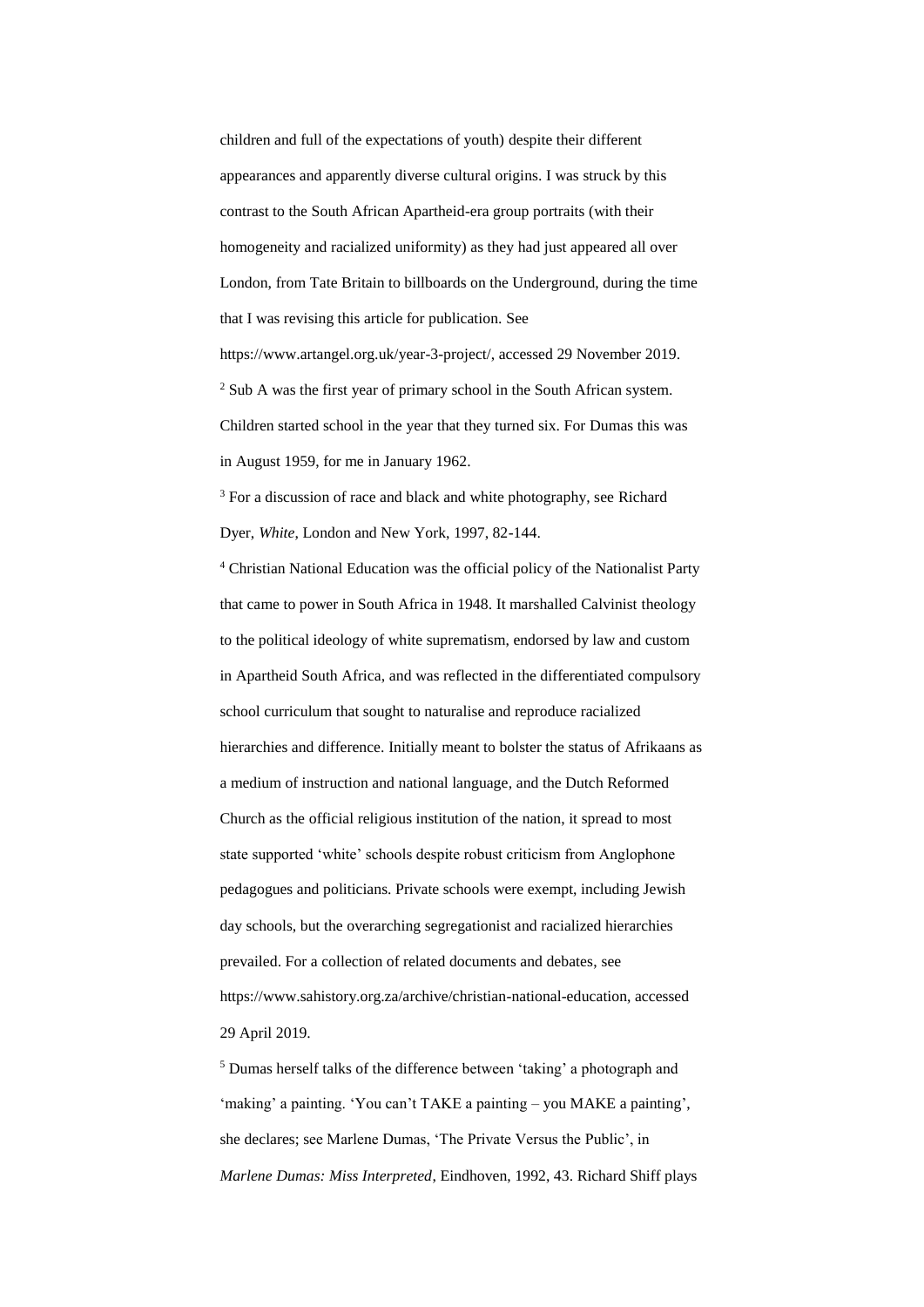children and full of the expectations of youth) despite their different appearances and apparently diverse cultural origins. I was struck by this contrast to the South African Apartheid-era group portraits (with their homogeneity and racialized uniformity) as they had just appeared all over London, from Tate Britain to billboards on the Underground, during the time that I was revising this article for publication. See https://www.artangel.org.uk/year-3-project/, accessed 29 November 2019.

[2] Sub A was the first year of primary school in the South African system. Children started school in the year that they turned six. For Dumas this was in August 1959, for me in January 1962.

[3] For a discussion of race and black and white photography, see Richard Dyer, *White*, London and New York, 1997, 82-144.

[4] Christian National Education was the official policy of the Nationalist Party that came to power in South Africa in 1948. It marshalled Calvinist theology to the political ideology of white supremacism, endorsed by law and custom in Apartheid South Africa, and was reflected in the differentiated compulsory school curriculum that sought to naturalise and reproduce racialized hierarchies and difference. Initially meant to bolster the status of Afrikaans as a medium of instruction and national language, and the Dutch Reformed Church as the official religious institution of the nation, it spread to most state supported 'white' schools despite robust criticism from Anglophone pedagogues and politicians. Private schools were exempt, including Jewish day schools, but the overarching segregationist and racialized hierarchies prevailed. For a collection of related documents and debates, see https://www.sahistory.org.za/archive/christian-national-education, accessed 29 April 2019.

[5] Dumas herself talks of the difference between 'taking' a photograph and 'making' a painting. 'You can't TAKE a painting – you MAKE a painting', she declares; see Marlene Dumas, 'The Private Versus the Public', in *Marlene Dumas: Miss Interpreted*, Eindhoven, 1992, 43. Richard Shiff plays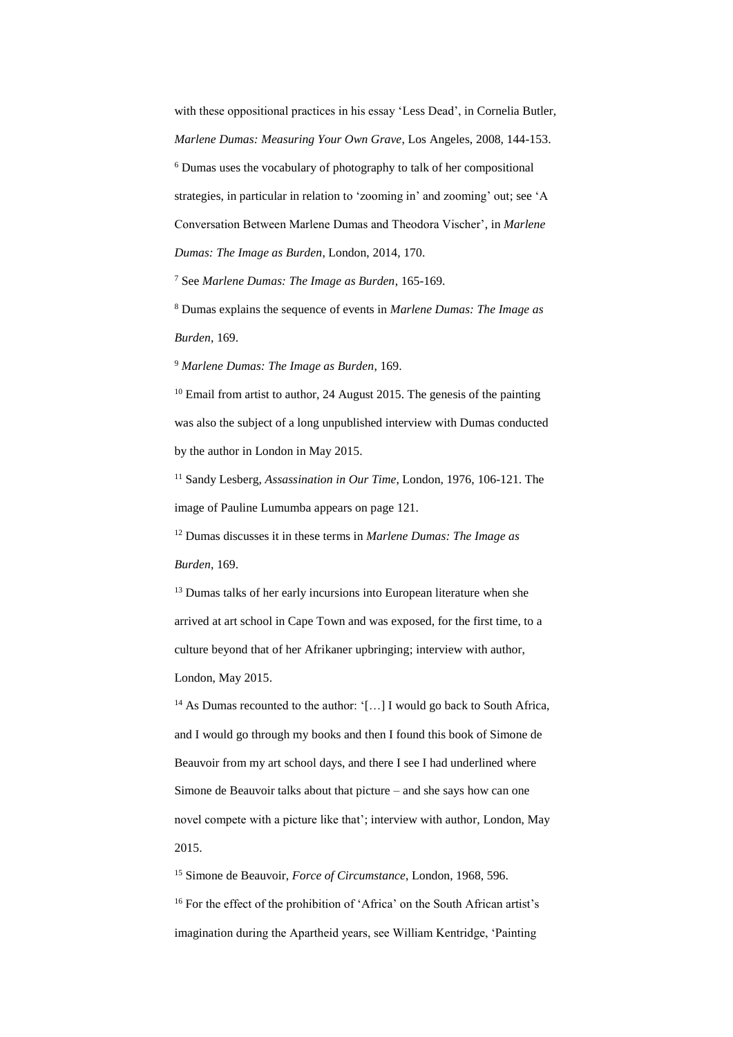with these oppositional practices in his essay 'Less Dead', in Cornelia Butler, *Marlene Dumas: Measuring Your Own Grave*, Los Angeles, 2008, 144-153.

[6] Dumas uses the vocabulary of photography to talk of her compositional strategies, in particular in relation to 'zooming in' and zooming' out; see 'A Conversation Between Marlene Dumas and Theodora Vischer', in *Marlene Dumas: The Image as Burden*, London, 2014, 170.

[7] See *Marlene Dumas: The Image as Burden*, 165-169.

[8] Dumas explains the sequence of events in *Marlene Dumas: The Image as Burden*, 169.

[9] *Marlene Dumas: The Image as Burden*, 169.

[10] Email from artist to author, 24 August 2015. The genesis of the painting was also the subject of a long unpublished interview with Dumas conducted by the author in London in May 2015.

[11] Sandy Lesberg, *Assassination in Our Time*, London, 1976, 106-121. The image of Pauline Lumumba appears on page 121.

[12] Dumas discusses it in these terms in *Marlene Dumas: The Image as Burden*, 169.

[13] Dumas talks of her early incursions into European literature when she arrived at art school in Cape Town and was exposed, for the first time, to a culture beyond that of her Afrikaner upbringing; interview with author, London, May 2015.

[14] As Dumas recounted to the author: '[…] I would go back to South Africa, and I would go through my books and then I found this book of Simone de Beauvoir from my art school days, and there I see I had underlined where Simone de Beauvoir talks about that picture – and she says how can one novel compete with a picture like that'; interview with author, London, May 2015.

[15] Simone de Beauvoir, *Force of Circumstance*, London, 1968, 596.

[16] For the effect of the prohibition of 'Africa' on the South African artist's imagination during the Apartheid years, see William Kentridge, 'Painting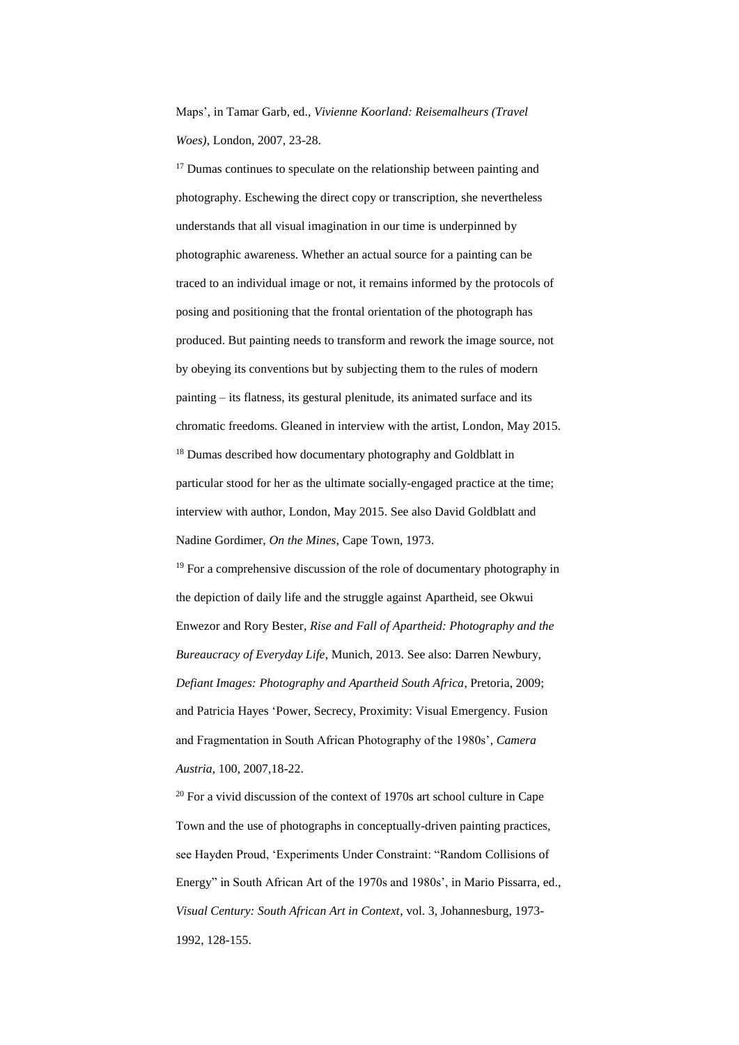Maps', in Tamar Garb, ed., *Vivienne Koorland: Reisemalheurs (Travel Woes)*, London, 2007, 23-28.

[17] Dumas continues to speculate on the relationship between painting and photography. Eschewing the direct copy or transcription, she nevertheless understands that all visual imagination in our time is underpinned by photographic awareness. Whether an actual source for a painting can be traced to an individual image or not, it remains informed by the protocols of posing and positioning that the frontal orientation of the photograph has produced. But painting needs to transform and rework the image source, not by obeying its conventions but by subjecting them to the rules of modern painting – its flatness, its gestural plenitude, its animated surface and its chromatic freedoms. Gleaned in interview with the artist, London, May 2015.

[18] Dumas described how documentary photography and Goldblatt in particular stood for her as the ultimate socially-engaged practice at the time; interview with author, London, May 2015. See also David Goldblatt and Nadine Gordimer, *On the Mines*, Cape Town, 1973.

[19] For a comprehensive discussion of the role of documentary photography in the depiction of daily life and the struggle against Apartheid, see Okwui Enwezor and Rory Bester, *Rise and Fall of Apartheid: Photography and the Bureaucracy of Everyday Life*, Munich, 2013. See also: Darren Newbury, *Defiant Images: Photography and Apartheid South Africa*, Pretoria, 2009; and Patricia Hayes 'Power, Secrecy, Proximity: Visual Emergency. Fusion and Fragmentation in South African Photography of the 1980s', *Camera Austria*, 100, 2007,18-22.

[20] For a vivid discussion of the context of 1970s art school culture in Cape Town and the use of photographs in conceptually-driven painting practices, see Hayden Proud, 'Experiments Under Constraint: "Random Collisions of Energy" in South African Art of the 1970s and 1980s', in Mario Pissarra, ed., *Visual Century: South African Art in Context*, vol. 3, Johannesburg, 1973-1992, 128-155.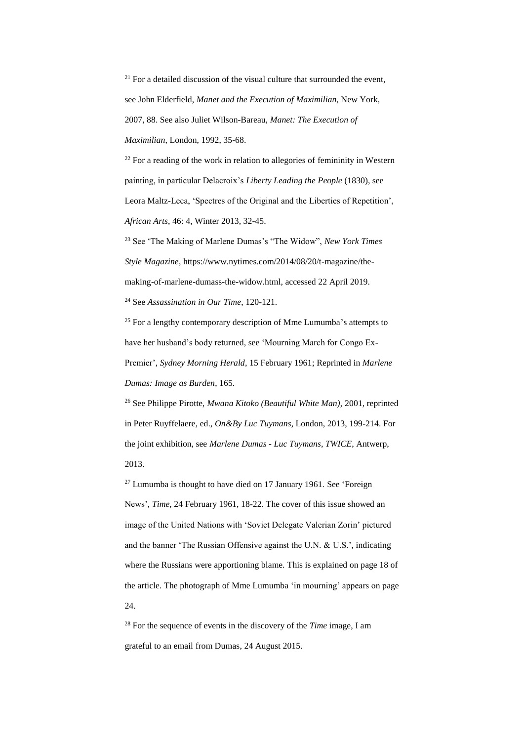[21] For a detailed discussion of the visual culture that surrounded the event, see John Elderfield, *Manet and the Execution of Maximilian*, New York, 2007, 88. See also Juliet Wilson-Bareau, *Manet: The Execution of Maximilian*, London, 1992, 35-68.

[22] For a reading of the work in relation to allegories of femininity in Western painting, in particular Delacroix's *Liberty Leading the People* (1830), see Leora Maltz-Leca, 'Spectres of the Original and the Liberties of Repetition', *African Arts*, 46: 4, Winter 2013, 32-45.

[23] See 'The Making of Marlene Dumas's "The Widow", *New York Times Style Magazine*, https://www.nytimes.com/2014/08/20/t-magazine/the-making-of-marlene-dumass-the-widow.html, accessed 22 April 2019.

[24] See *Assassination in Our Time*, 120-121.

[25] For a lengthy contemporary description of Mme Lumumba's attempts to have her husband's body returned, see 'Mourning March for Congo Ex-Premier', *Sydney Morning Herald*, 15 February 1961; Reprinted in *Marlene Dumas: Image as Burden*, 165.

[26] See Philippe Pirotte, *Mwana Kitoko (Beautiful White Man)*, 2001, reprinted in Peter Ruyffelaere, ed., *On&By Luc Tuymans*, London, 2013, 199-214. For the joint exhibition, see *Marlene Dumas - Luc Tuymans, TWICE*, Antwerp, 2013.

[27] Lumumba is thought to have died on 17 January 1961. See 'Foreign News', *Time*, 24 February 1961, 18-22. The cover of this issue showed an image of the United Nations with 'Soviet Delegate Valerian Zorin' pictured and the banner 'The Russian Offensive against the U.N. & U.S.', indicating where the Russians were apportioning blame. This is explained on page 18 of the article. The photograph of Mme Lumumba 'in mourning' appears on page 24.

[28] For the sequence of events in the discovery of the *Time* image, I am grateful to an email from Dumas, 24 August 2015.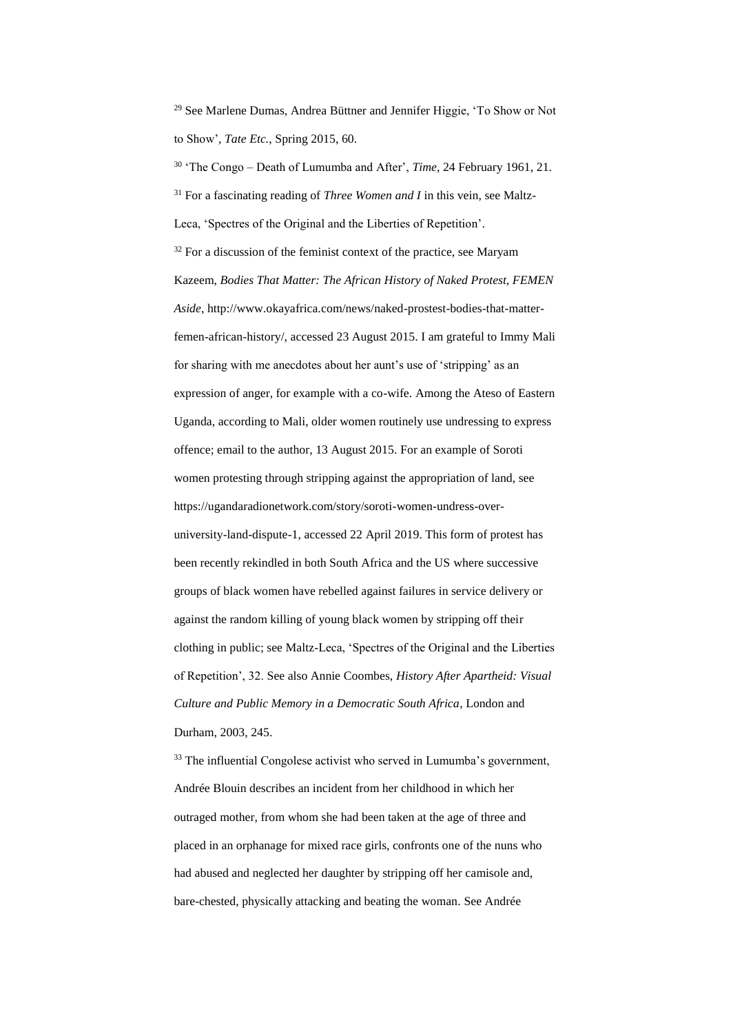[29] See Marlene Dumas, Andrea Büttner and Jennifer Higgie, 'To Show or Not to Show', *Tate Etc.*, Spring 2015, 60.

[30] 'The Congo – Death of Lumumba and After', *Time*, 24 February 1961, 21.

[31] For a fascinating reading of *Three Women and I* in this vein, see Maltz-Leca, 'Spectres of the Original and the Liberties of Repetition'.

[32] For a discussion of the feminist context of the practice, see Maryam Kazeem, *Bodies That Matter: The African History of Naked Protest, FEMEN Aside*, http://www.okayafrica.com/news/naked-prostest-bodies-that-matter-femen-african-history/, accessed 23 August 2015. I am grateful to Immy Mali for sharing with me anecdotes about her aunt's use of 'stripping' as an expression of anger, for example with a co-wife. Among the Ateso of Eastern Uganda, according to Mali, older women routinely use undressing to express offence; email to the author, 13 August 2015. For an example of Soroti women protesting through stripping against the appropriation of land, see https://ugandaradionetwork.com/story/soroti-women-undress-over-university-land-dispute-1, accessed 22 April 2019. This form of protest has been recently rekindled in both South Africa and the US where successive groups of black women have rebelled against failures in service delivery or against the random killing of young black women by stripping off their clothing in public; see Maltz-Leca, 'Spectres of the Original and the Liberties of Repetition', 32. See also Annie Coombes, *History After Apartheid: Visual Culture and Public Memory in a Democratic South Africa*, London and Durham, 2003, 245.

[33] The influential Congolese activist who served in Lumumba's government, Andrée Blouin describes an incident from her childhood in which her outraged mother, from whom she had been taken at the age of three and placed in an orphanage for mixed race girls, confronts one of the nuns who had abused and neglected her daughter by stripping off her camisole and, bare-chested, physically attacking and beating the woman. See Andrée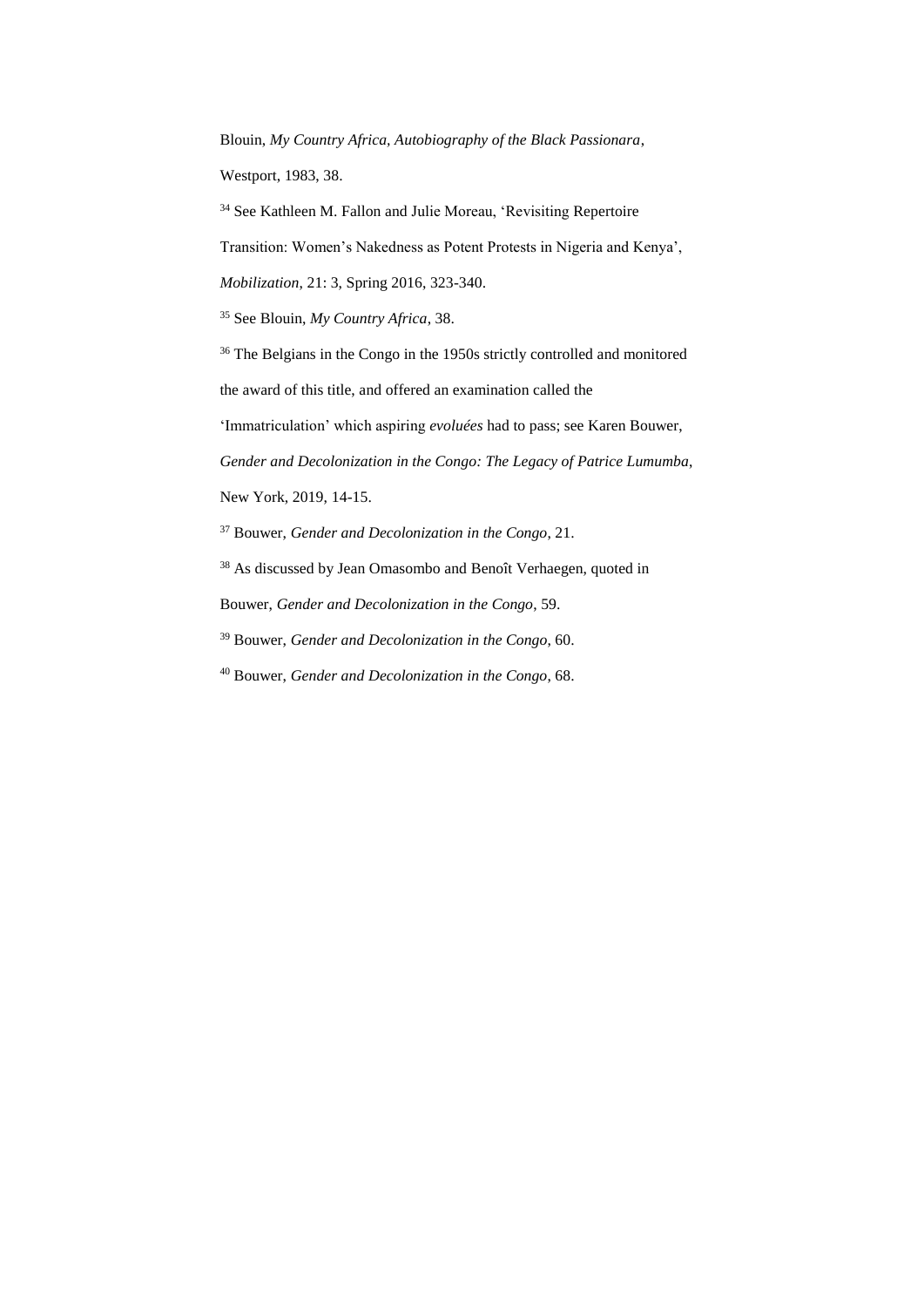Blouin, *My Country Africa, Autobiography of the Black Passionara*, Westport, 1983, 38.

[34] See Kathleen M. Fallon and Julie Moreau, 'Revisiting Repertoire Transition: Women's Nakedness as Potent Protests in Nigeria and Kenya', *Mobilization*, 21: 3, Spring 2016, 323-340.

[35] See Blouin, *My Country Africa*, 38.

[36] The Belgians in the Congo in the 1950s strictly controlled and monitored the award of this title, and offered an examination called the 'Immatriculation' which aspiring *evoluées* had to pass; see Karen Bouwer, *Gender and Decolonization in the Congo: The Legacy of Patrice Lumumba*, New York, 2019, 14-15.

[37] Bouwer, *Gender and Decolonization in the Congo*, 21.

[38] As discussed by Jean Omasombo and Benoît Verhaegen, quoted in Bouwer, *Gender and Decolonization in the Congo*, 59.

[39] Bouwer, *Gender and Decolonization in the Congo*, 60.

[40] Bouwer, *Gender and Decolonization in the Congo*, 68.